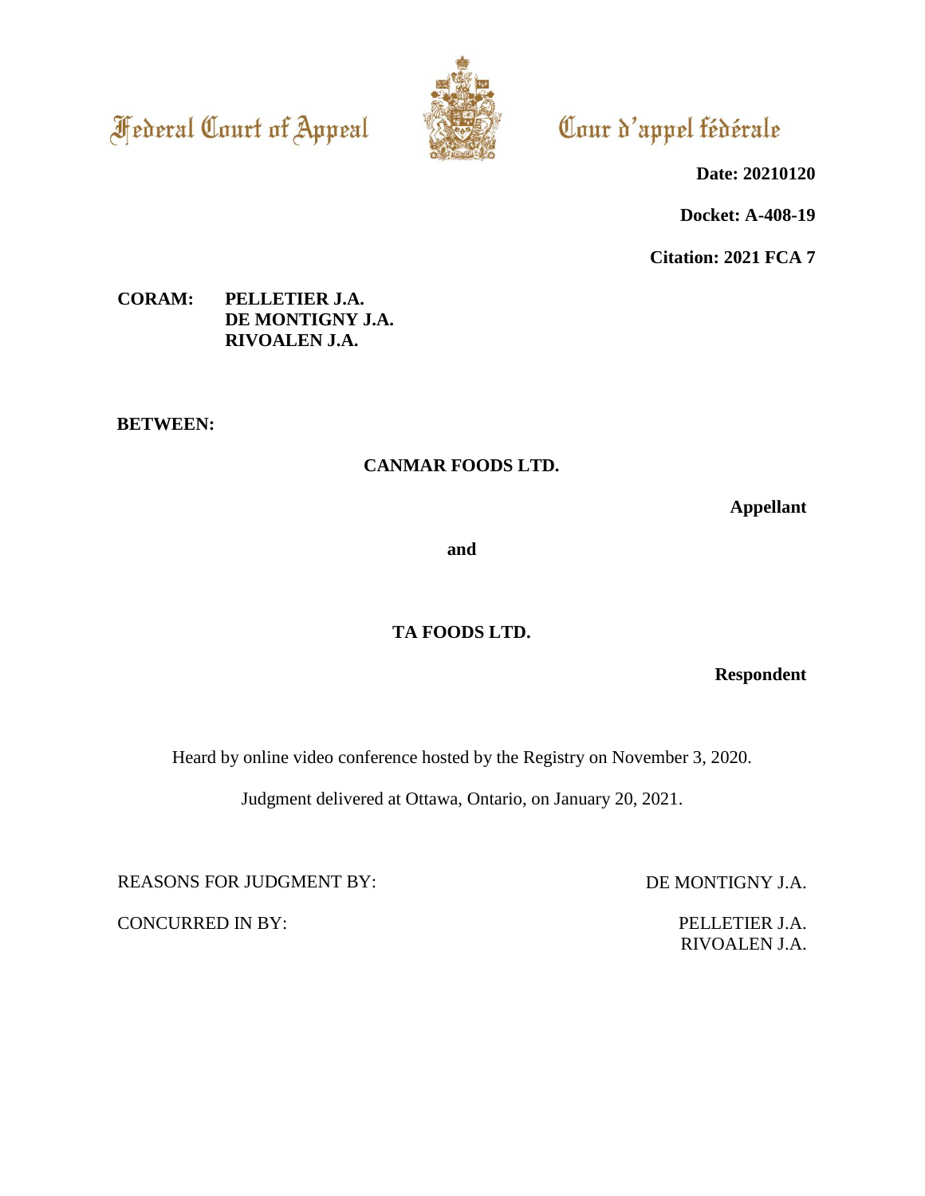Federal Court of Appeal

Cour d'appel fédérale

**Date: 20210120**

**Docket: A-408-19**

**Citation: 2021 FCA 7**

**CORAM:** **PELLETIER J.A.**
**DE MONTIGNY J.A.**
**RIVOALEN J.A.**

**BETWEEN:**

**CANMAR FOODS LTD.**

**Appellant**

**and**

**TA FOODS LTD.**

**Respondent**

Heard by online video conference hosted by the Registry on November 3, 2020.

Judgment delivered at Ottawa, Ontario, on January 20, 2021.

REASONS FOR JUDGMENT BY: DE MONTIGNY J.A.

CONCURRED IN BY: PELLETIER J.A.
RIVOALEN J.A.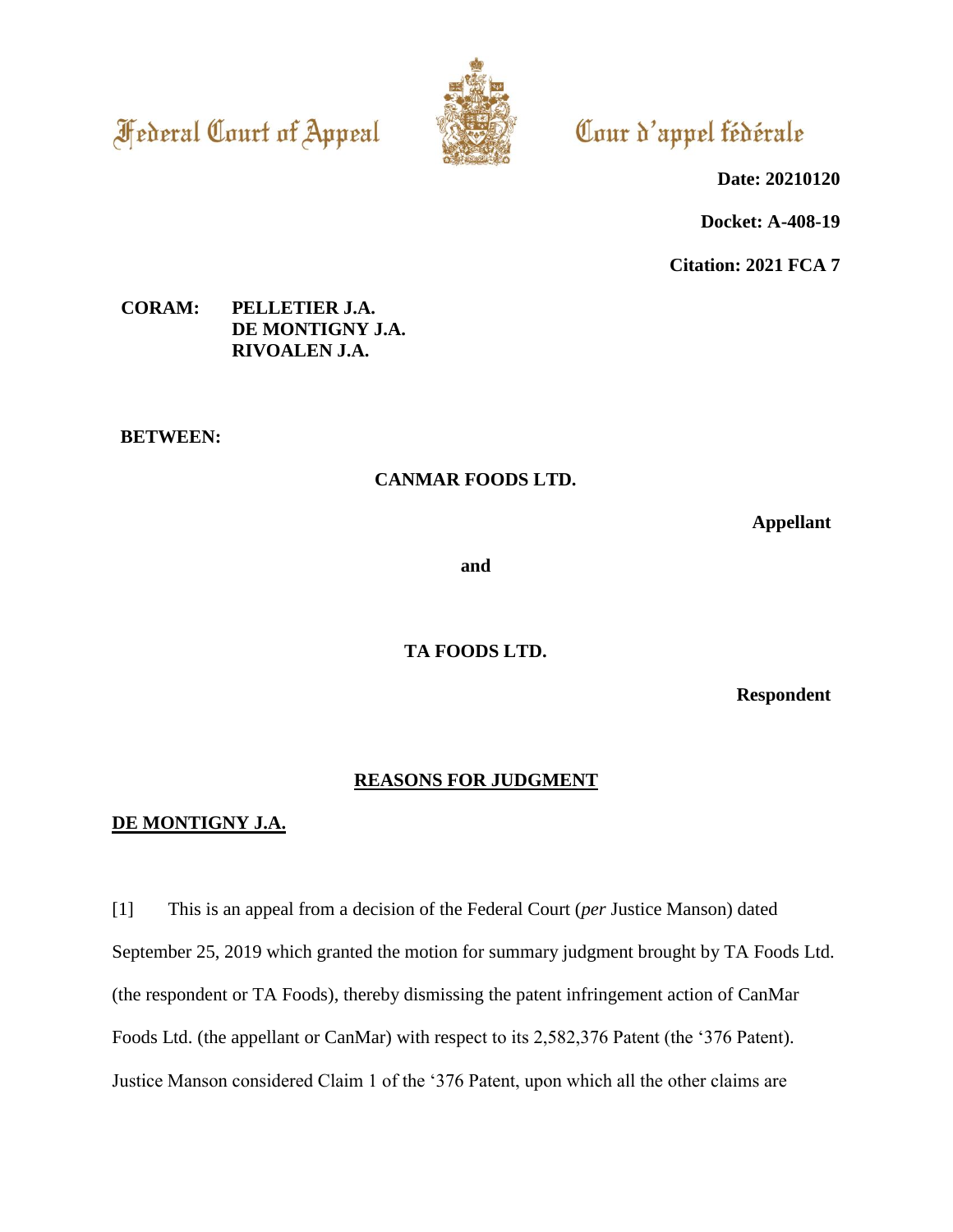Federal Court of Appeal

Cour d'appel fédérale

**Date: 20210120**

**Docket: A-408-19**

**Citation: 2021 FCA 7**

**CORAM:** **PELLETIER J.A.**
**DE MONTIGNY J.A.**
**RIVOALEN J.A.**

**BETWEEN:**

**CANMAR FOODS LTD.**

**Appellant**

**and**

**TA FOODS LTD.**

**Respondent**

## REASONS FOR JUDGMENT

**DE MONTIGNY J.A.**

[1] This is an appeal from a decision of the Federal Court (*per* Justice Manson) dated September 25, 2019 which granted the motion for summary judgment brought by TA Foods Ltd. (the respondent or TA Foods), thereby dismissing the patent infringement action of CanMar Foods Ltd. (the appellant or CanMar) with respect to its 2,582,376 Patent (the '376 Patent). Justice Manson considered Claim 1 of the '376 Patent, upon which all the other claims are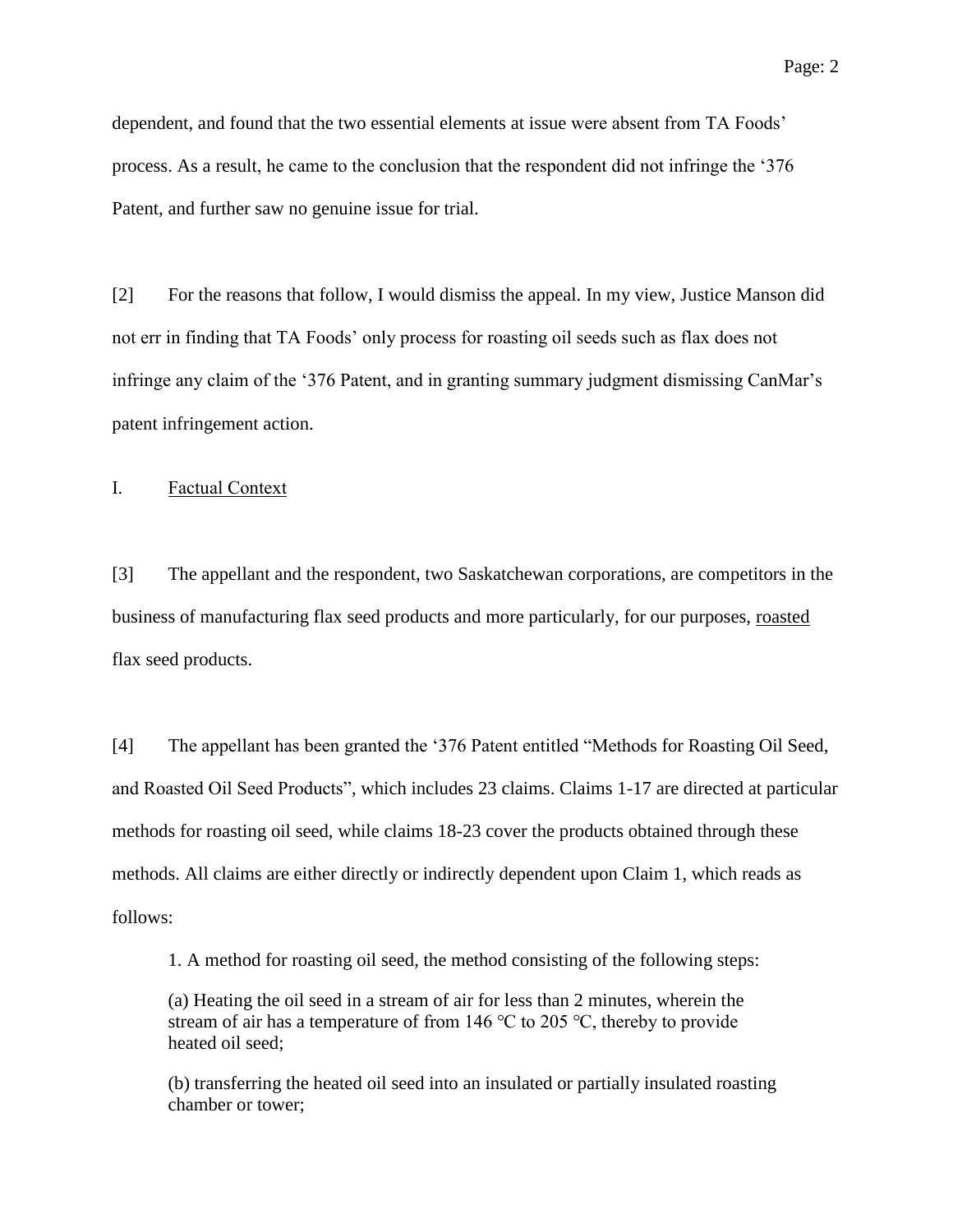dependent, and found that the two essential elements at issue were absent from TA Foods' process. As a result, he came to the conclusion that the respondent did not infringe the '376 Patent, and further saw no genuine issue for trial.

[2] For the reasons that follow, I would dismiss the appeal. In my view, Justice Manson did not err in finding that TA Foods' only process for roasting oil seeds such as flax does not infringe any claim of the '376 Patent, and in granting summary judgment dismissing CanMar's patent infringement action.

## I. Factual Context

[3] The appellant and the respondent, two Saskatchewan corporations, are competitors in the business of manufacturing flax seed products and more particularly, for our purposes, roasted flax seed products.

[4] The appellant has been granted the '376 Patent entitled "Methods for Roasting Oil Seed, and Roasted Oil Seed Products", which includes 23 claims. Claims 1-17 are directed at particular methods for roasting oil seed, while claims 18-23 cover the products obtained through these methods. All claims are either directly or indirectly dependent upon Claim 1, which reads as follows:

> 1. A method for roasting oil seed, the method consisting of the following steps:
>
> (a) Heating the oil seed in a stream of air for less than 2 minutes, wherein the stream of air has a temperature of from 146 °C to 205 °C, thereby to provide heated oil seed;
>
> (b) transferring the heated oil seed into an insulated or partially insulated roasting chamber or tower;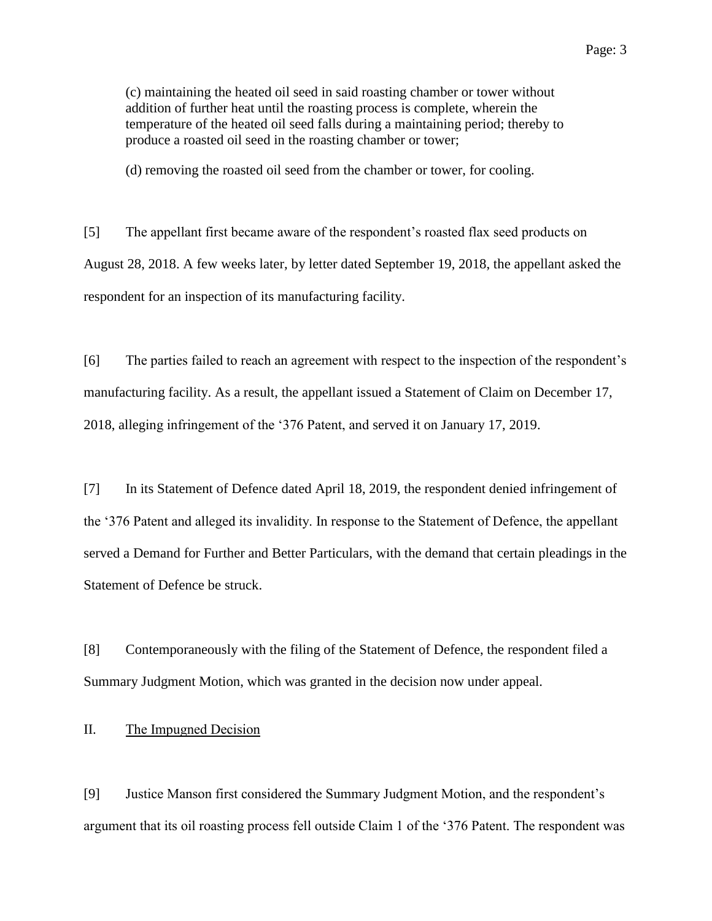(c) maintaining the heated oil seed in said roasting chamber or tower without addition of further heat until the roasting process is complete, wherein the temperature of the heated oil seed falls during a maintaining period; thereby to produce a roasted oil seed in the roasting chamber or tower;

(d) removing the roasted oil seed from the chamber or tower, for cooling.

[5] The appellant first became aware of the respondent's roasted flax seed products on August 28, 2018. A few weeks later, by letter dated September 19, 2018, the appellant asked the respondent for an inspection of its manufacturing facility.

[6] The parties failed to reach an agreement with respect to the inspection of the respondent's manufacturing facility. As a result, the appellant issued a Statement of Claim on December 17, 2018, alleging infringement of the '376 Patent, and served it on January 17, 2019.

[7] In its Statement of Defence dated April 18, 2019, the respondent denied infringement of the '376 Patent and alleged its invalidity. In response to the Statement of Defence, the appellant served a Demand for Further and Better Particulars, with the demand that certain pleadings in the Statement of Defence be struck.

[8] Contemporaneously with the filing of the Statement of Defence, the respondent filed a Summary Judgment Motion, which was granted in the decision now under appeal.

## II. The Impugned Decision

[9] Justice Manson first considered the Summary Judgment Motion, and the respondent's argument that its oil roasting process fell outside Claim 1 of the '376 Patent. The respondent was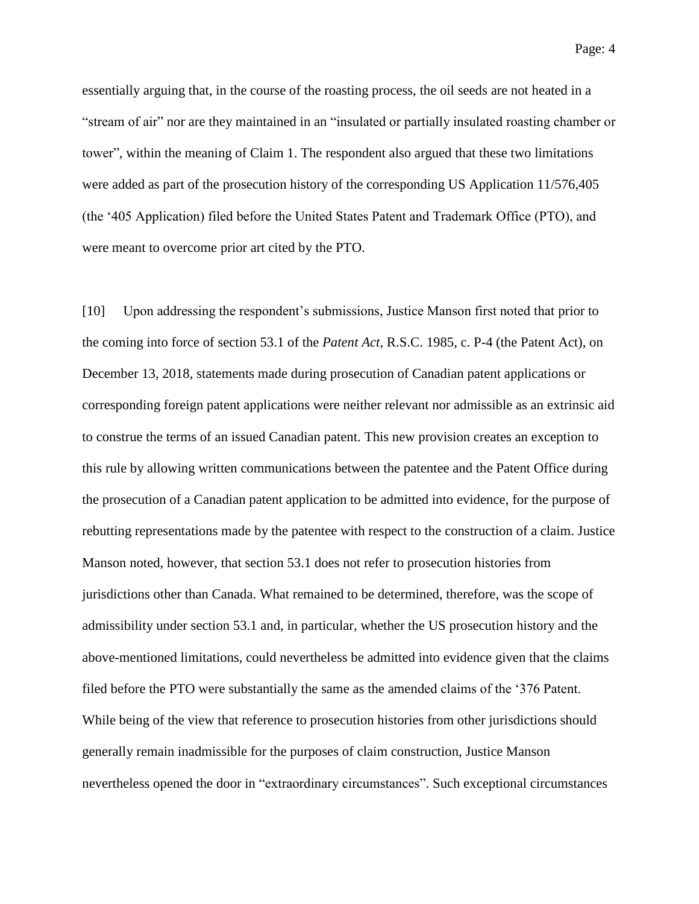essentially arguing that, in the course of the roasting process, the oil seeds are not heated in a "stream of air" nor are they maintained in an "insulated or partially insulated roasting chamber or tower", within the meaning of Claim 1. The respondent also argued that these two limitations were added as part of the prosecution history of the corresponding US Application 11/576,405 (the '405 Application) filed before the United States Patent and Trademark Office (PTO), and were meant to overcome prior art cited by the PTO.

[10] Upon addressing the respondent's submissions, Justice Manson first noted that prior to the coming into force of section 53.1 of the *Patent Act*, R.S.C. 1985, c. P-4 (the Patent Act), on December 13, 2018, statements made during prosecution of Canadian patent applications or corresponding foreign patent applications were neither relevant nor admissible as an extrinsic aid to construe the terms of an issued Canadian patent. This new provision creates an exception to this rule by allowing written communications between the patentee and the Patent Office during the prosecution of a Canadian patent application to be admitted into evidence, for the purpose of rebutting representations made by the patentee with respect to the construction of a claim. Justice Manson noted, however, that section 53.1 does not refer to prosecution histories from jurisdictions other than Canada. What remained to be determined, therefore, was the scope of admissibility under section 53.1 and, in particular, whether the US prosecution history and the above-mentioned limitations, could nevertheless be admitted into evidence given that the claims filed before the PTO were substantially the same as the amended claims of the '376 Patent. While being of the view that reference to prosecution histories from other jurisdictions should generally remain inadmissible for the purposes of claim construction, Justice Manson nevertheless opened the door in "extraordinary circumstances". Such exceptional circumstances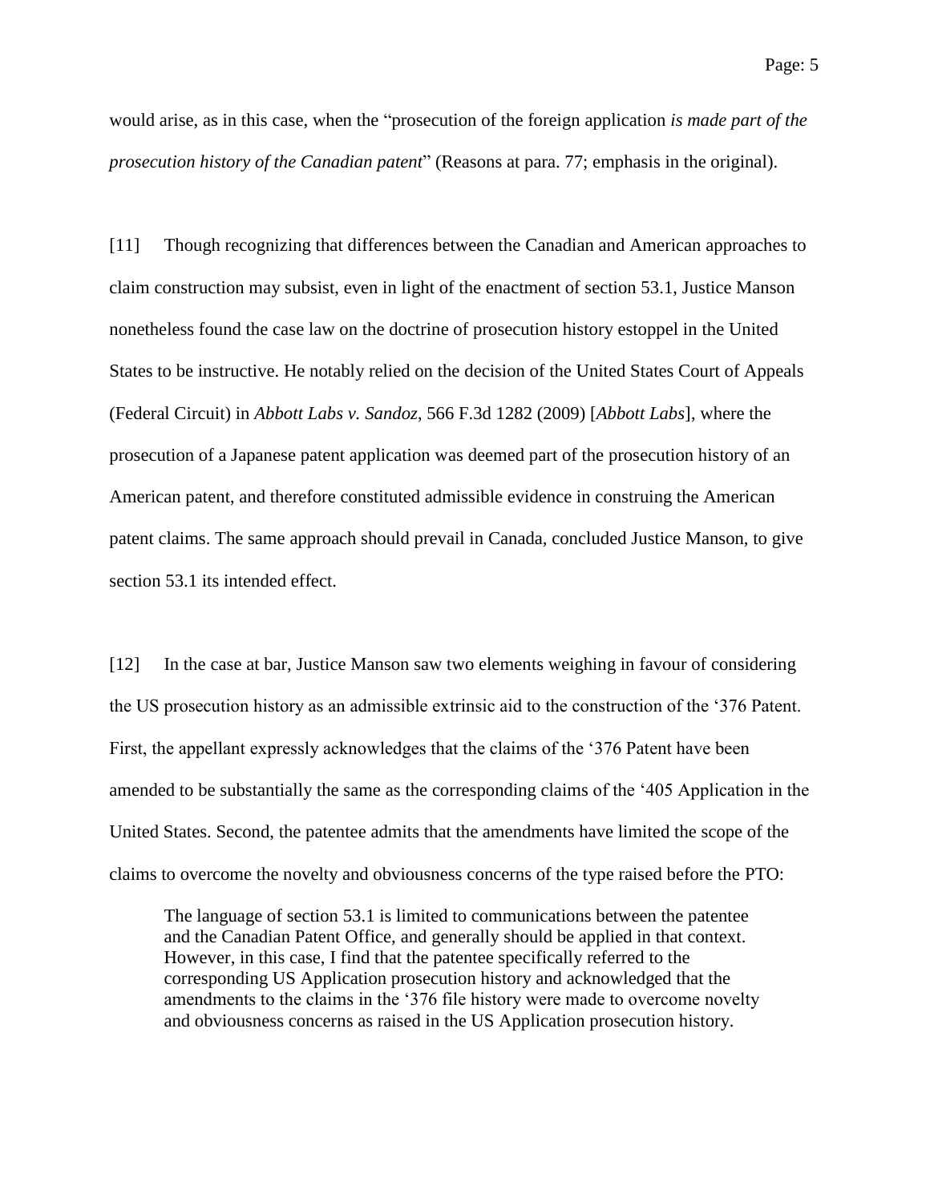would arise, as in this case, when the "prosecution of the foreign application *is made part of the prosecution history of the Canadian patent*" (Reasons at para. 77; emphasis in the original).

[11] Though recognizing that differences between the Canadian and American approaches to claim construction may subsist, even in light of the enactment of section 53.1, Justice Manson nonetheless found the case law on the doctrine of prosecution history estoppel in the United States to be instructive. He notably relied on the decision of the United States Court of Appeals (Federal Circuit) in *Abbott Labs v. Sandoz*, 566 F.3d 1282 (2009) [*Abbott Labs*], where the prosecution of a Japanese patent application was deemed part of the prosecution history of an American patent, and therefore constituted admissible evidence in construing the American patent claims. The same approach should prevail in Canada, concluded Justice Manson, to give section 53.1 its intended effect.

[12] In the case at bar, Justice Manson saw two elements weighing in favour of considering the US prosecution history as an admissible extrinsic aid to the construction of the '376 Patent. First, the appellant expressly acknowledges that the claims of the '376 Patent have been amended to be substantially the same as the corresponding claims of the '405 Application in the United States. Second, the patentee admits that the amendments have limited the scope of the claims to overcome the novelty and obviousness concerns of the type raised before the PTO:

> The language of section 53.1 is limited to communications between the patentee and the Canadian Patent Office, and generally should be applied in that context. However, in this case, I find that the patentee specifically referred to the corresponding US Application prosecution history and acknowledged that the amendments to the claims in the '376 file history were made to overcome novelty and obviousness concerns as raised in the US Application prosecution history.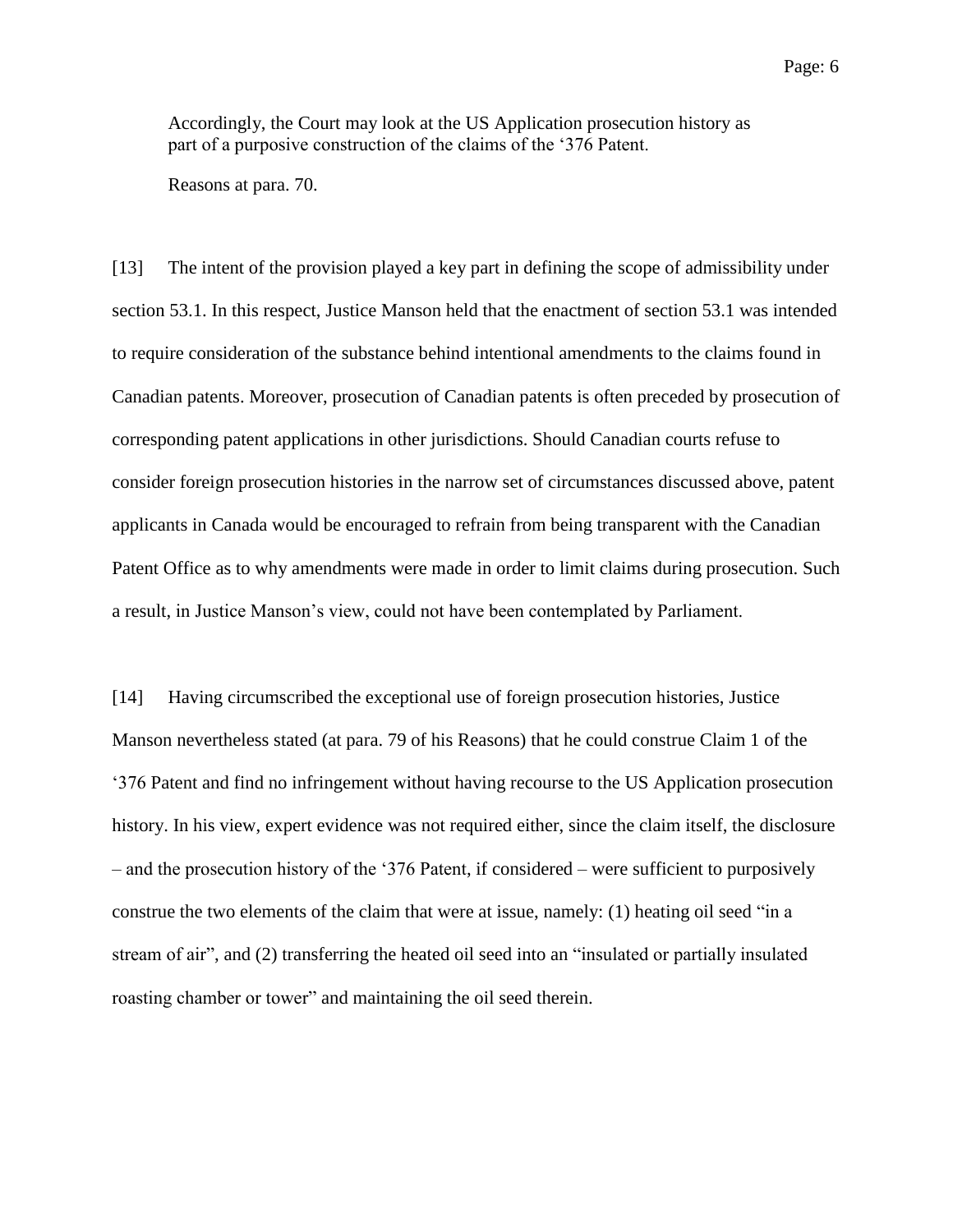> Accordingly, the Court may look at the US Application prosecution history as part of a purposive construction of the claims of the '376 Patent.
>
> Reasons at para. 70.

[13] The intent of the provision played a key part in defining the scope of admissibility under section 53.1. In this respect, Justice Manson held that the enactment of section 53.1 was intended to require consideration of the substance behind intentional amendments to the claims found in Canadian patents. Moreover, prosecution of Canadian patents is often preceded by prosecution of corresponding patent applications in other jurisdictions. Should Canadian courts refuse to consider foreign prosecution histories in the narrow set of circumstances discussed above, patent applicants in Canada would be encouraged to refrain from being transparent with the Canadian Patent Office as to why amendments were made in order to limit claims during prosecution. Such a result, in Justice Manson's view, could not have been contemplated by Parliament.

[14] Having circumscribed the exceptional use of foreign prosecution histories, Justice Manson nevertheless stated (at para. 79 of his Reasons) that he could construe Claim 1 of the '376 Patent and find no infringement without having recourse to the US Application prosecution history. In his view, expert evidence was not required either, since the claim itself, the disclosure – and the prosecution history of the '376 Patent, if considered – were sufficient to purposively construe the two elements of the claim that were at issue, namely: (1) heating oil seed "in a stream of air", and (2) transferring the heated oil seed into an "insulated or partially insulated roasting chamber or tower" and maintaining the oil seed therein.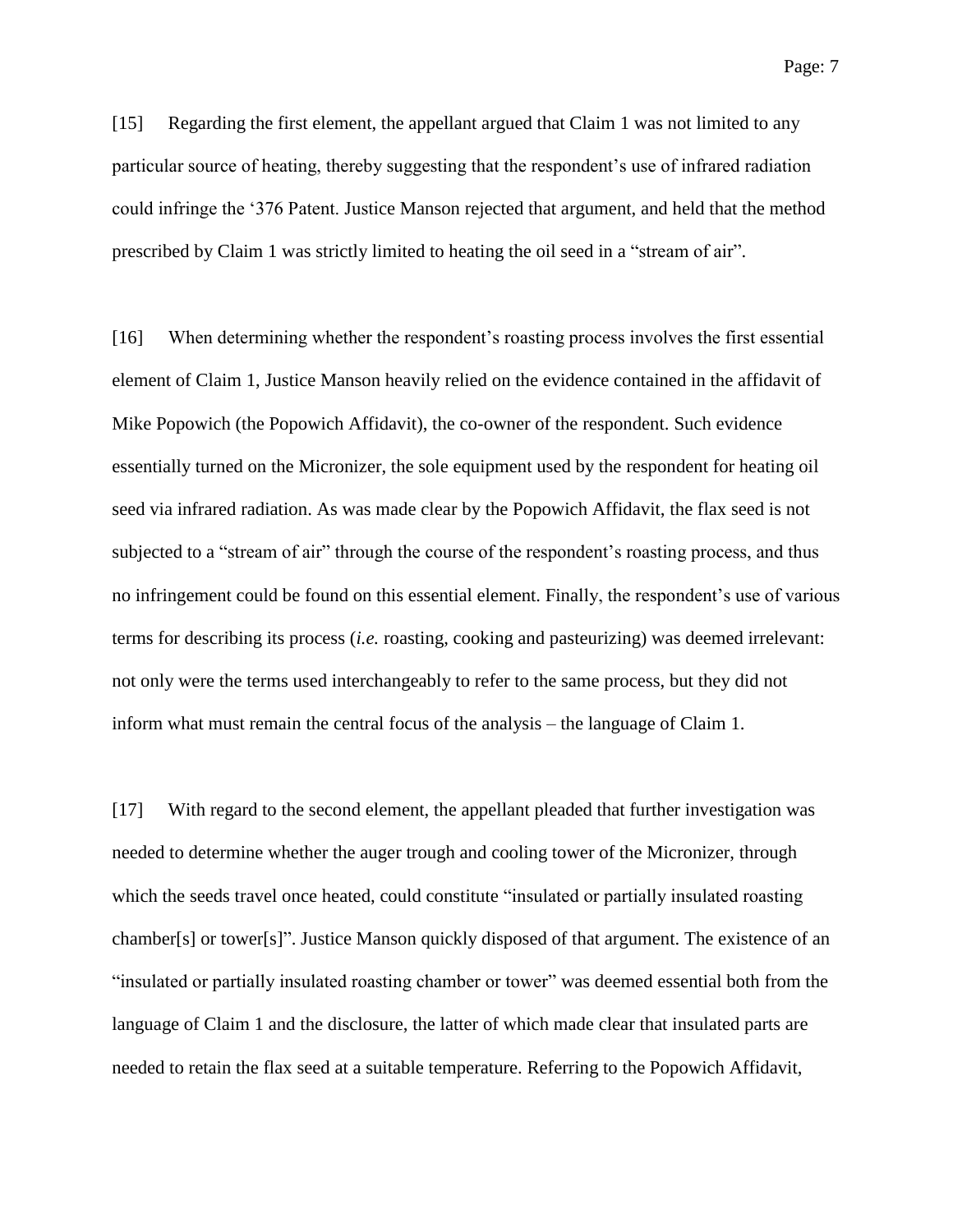[15] Regarding the first element, the appellant argued that Claim 1 was not limited to any particular source of heating, thereby suggesting that the respondent's use of infrared radiation could infringe the '376 Patent. Justice Manson rejected that argument, and held that the method prescribed by Claim 1 was strictly limited to heating the oil seed in a "stream of air".

[16] When determining whether the respondent's roasting process involves the first essential element of Claim 1, Justice Manson heavily relied on the evidence contained in the affidavit of Mike Popowich (the Popowich Affidavit), the co-owner of the respondent. Such evidence essentially turned on the Micronizer, the sole equipment used by the respondent for heating oil seed via infrared radiation. As was made clear by the Popowich Affidavit, the flax seed is not subjected to a "stream of air" through the course of the respondent's roasting process, and thus no infringement could be found on this essential element. Finally, the respondent's use of various terms for describing its process (*i.e.* roasting, cooking and pasteurizing) was deemed irrelevant: not only were the terms used interchangeably to refer to the same process, but they did not inform what must remain the central focus of the analysis – the language of Claim 1.

[17] With regard to the second element, the appellant pleaded that further investigation was needed to determine whether the auger trough and cooling tower of the Micronizer, through which the seeds travel once heated, could constitute "insulated or partially insulated roasting chamber[s] or tower[s]". Justice Manson quickly disposed of that argument. The existence of an "insulated or partially insulated roasting chamber or tower" was deemed essential both from the language of Claim 1 and the disclosure, the latter of which made clear that insulated parts are needed to retain the flax seed at a suitable temperature. Referring to the Popowich Affidavit,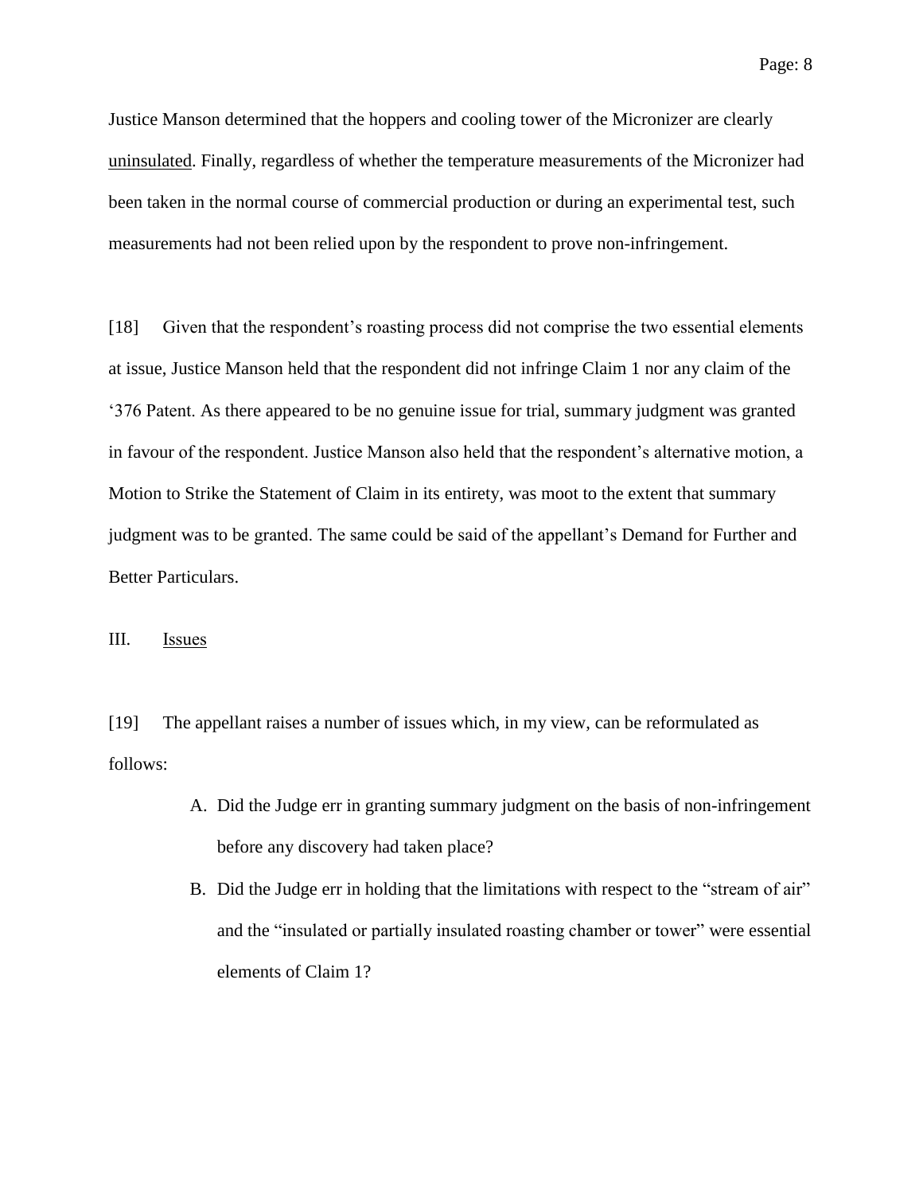Justice Manson determined that the hoppers and cooling tower of the Micronizer are clearly <u>uninsulated</u>. Finally, regardless of whether the temperature measurements of the Micronizer had been taken in the normal course of commercial production or during an experimental test, such measurements had not been relied upon by the respondent to prove non-infringement.

[18] Given that the respondent's roasting process did not comprise the two essential elements at issue, Justice Manson held that the respondent did not infringe Claim 1 nor any claim of the '376 Patent. As there appeared to be no genuine issue for trial, summary judgment was granted in favour of the respondent. Justice Manson also held that the respondent's alternative motion, a Motion to Strike the Statement of Claim in its entirety, was moot to the extent that summary judgment was to be granted. The same could be said of the appellant's Demand for Further and Better Particulars.

## III. Issues

[19] The appellant raises a number of issues which, in my view, can be reformulated as follows:

A. Did the Judge err in granting summary judgment on the basis of non-infringement before any discovery had taken place?

B. Did the Judge err in holding that the limitations with respect to the "stream of air" and the "insulated or partially insulated roasting chamber or tower" were essential elements of Claim 1?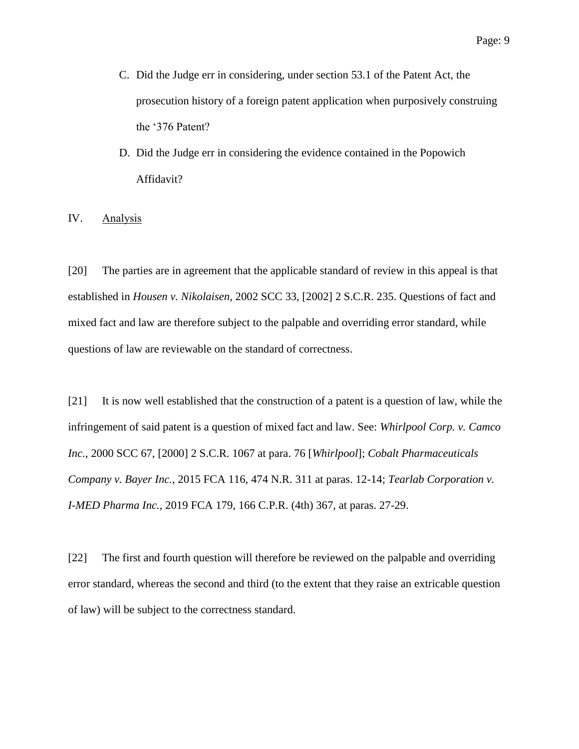C. Did the Judge err in considering, under section 53.1 of the Patent Act, the prosecution history of a foreign patent application when purposively construing the '376 Patent?

D. Did the Judge err in considering the evidence contained in the Popowich Affidavit?

## IV. Analysis

[20] The parties are in agreement that the applicable standard of review in this appeal is that established in *Housen v. Nikolaisen*, 2002 SCC 33, [2002] 2 S.C.R. 235. Questions of fact and mixed fact and law are therefore subject to the palpable and overriding error standard, while questions of law are reviewable on the standard of correctness.

[21] It is now well established that the construction of a patent is a question of law, while the infringement of said patent is a question of mixed fact and law. See: *Whirlpool Corp. v. Camco Inc.*, 2000 SCC 67, [2000] 2 S.C.R. 1067 at para. 76 [*Whirlpool*]; *Cobalt Pharmaceuticals Company v. Bayer Inc.*, 2015 FCA 116, 474 N.R. 311 at paras. 12-14; *Tearlab Corporation v. I-MED Pharma Inc.*, 2019 FCA 179, 166 C.P.R. (4th) 367, at paras. 27-29.

[22] The first and fourth question will therefore be reviewed on the palpable and overriding error standard, whereas the second and third (to the extent that they raise an extricable question of law) will be subject to the correctness standard.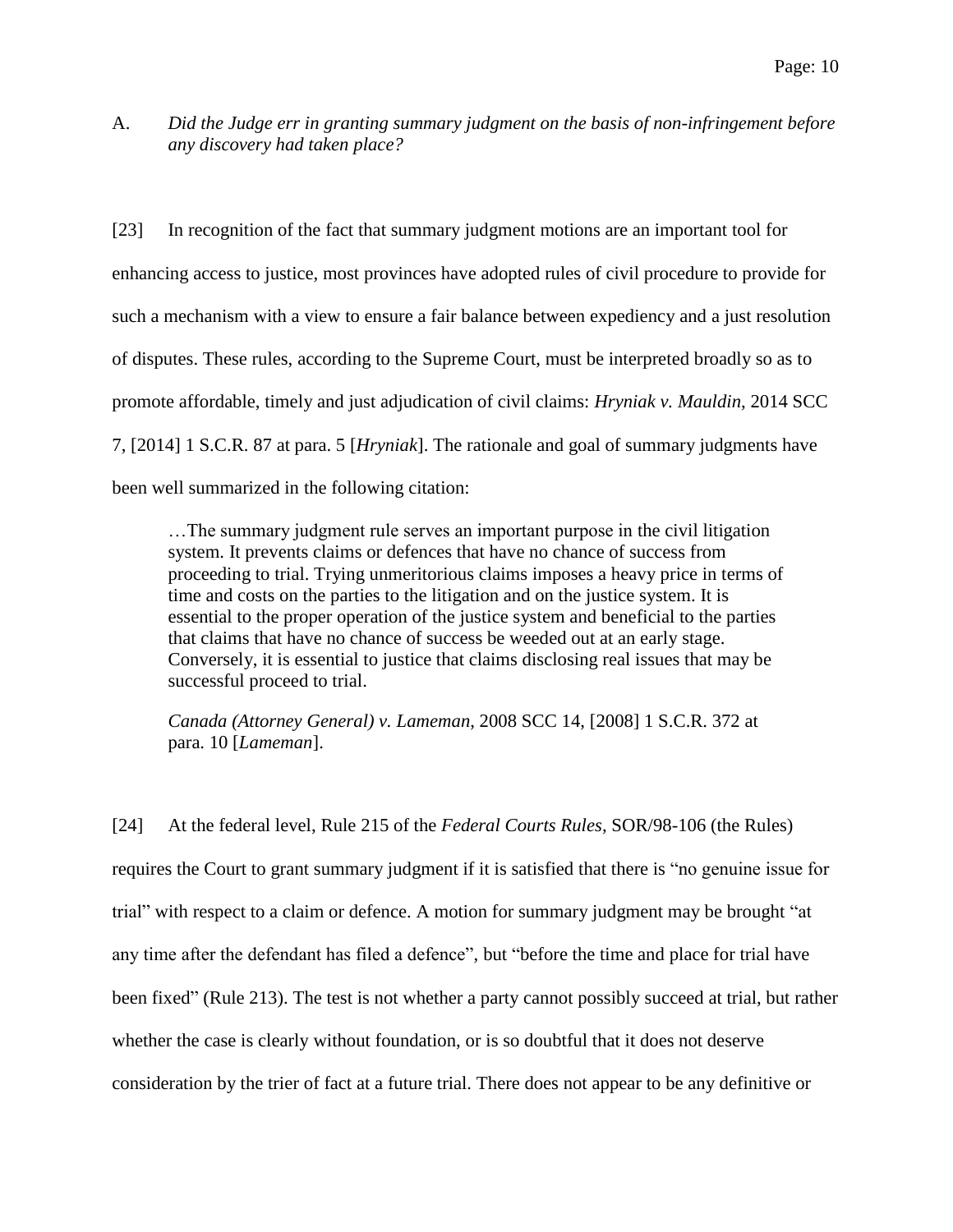A. *Did the Judge err in granting summary judgment on the basis of non-infringement before any discovery had taken place?*

[23] In recognition of the fact that summary judgment motions are an important tool for enhancing access to justice, most provinces have adopted rules of civil procedure to provide for such a mechanism with a view to ensure a fair balance between expediency and a just resolution of disputes. These rules, according to the Supreme Court, must be interpreted broadly so as to promote affordable, timely and just adjudication of civil claims: *Hryniak v. Mauldin*, 2014 SCC 7, [2014] 1 S.C.R. 87 at para. 5 [*Hryniak*]. The rationale and goal of summary judgments have been well summarized in the following citation:

> …The summary judgment rule serves an important purpose in the civil litigation system. It prevents claims or defences that have no chance of success from proceeding to trial. Trying unmeritorious claims imposes a heavy price in terms of time and costs on the parties to the litigation and on the justice system. It is essential to the proper operation of the justice system and beneficial to the parties that claims that have no chance of success be weeded out at an early stage. Conversely, it is essential to justice that claims disclosing real issues that may be successful proceed to trial.
>
> *Canada (Attorney General) v. Lameman*, 2008 SCC 14, [2008] 1 S.C.R. 372 at para. 10 [*Lameman*].

[24] At the federal level, Rule 215 of the *Federal Courts Rules*, SOR/98-106 (the Rules) requires the Court to grant summary judgment if it is satisfied that there is "no genuine issue for trial" with respect to a claim or defence. A motion for summary judgment may be brought "at any time after the defendant has filed a defence", but "before the time and place for trial have been fixed" (Rule 213). The test is not whether a party cannot possibly succeed at trial, but rather whether the case is clearly without foundation, or is so doubtful that it does not deserve consideration by the trier of fact at a future trial. There does not appear to be any definitive or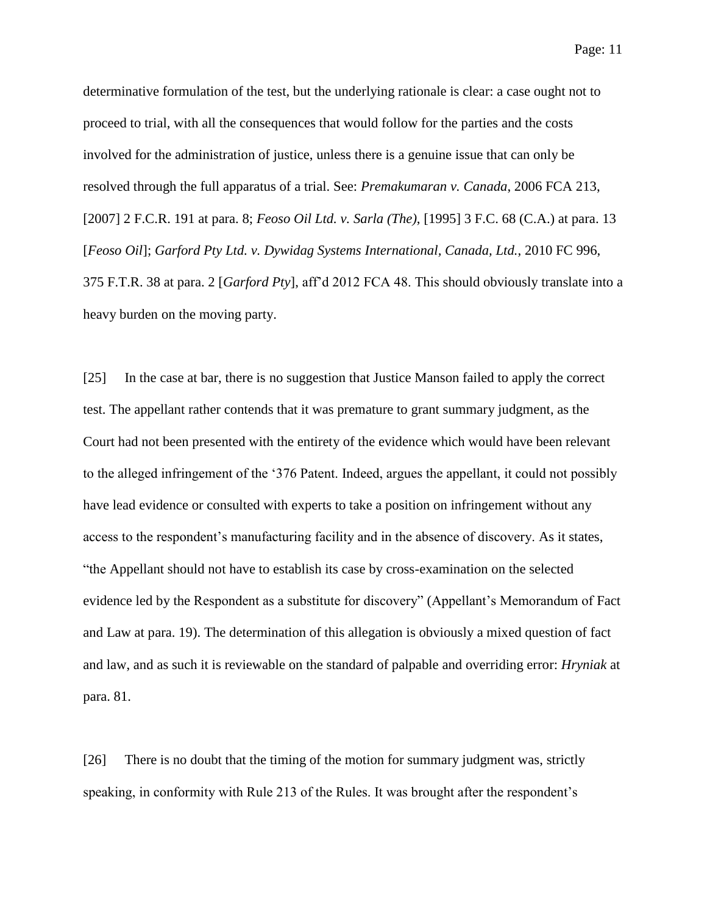determinative formulation of the test, but the underlying rationale is clear: a case ought not to proceed to trial, with all the consequences that would follow for the parties and the costs involved for the administration of justice, unless there is a genuine issue that can only be resolved through the full apparatus of a trial. See: *Premakumaran v. Canada*, 2006 FCA 213, [2007] 2 F.C.R. 191 at para. 8; *Feoso Oil Ltd. v. Sarla (The)*, [1995] 3 F.C. 68 (C.A.) at para. 13 [*Feoso Oil*]; *Garford Pty Ltd. v. Dywidag Systems International, Canada, Ltd.*, 2010 FC 996, 375 F.T.R. 38 at para. 2 [*Garford Pty*], aff'd 2012 FCA 48. This should obviously translate into a heavy burden on the moving party.

[25] In the case at bar, there is no suggestion that Justice Manson failed to apply the correct test. The appellant rather contends that it was premature to grant summary judgment, as the Court had not been presented with the entirety of the evidence which would have been relevant to the alleged infringement of the '376 Patent. Indeed, argues the appellant, it could not possibly have lead evidence or consulted with experts to take a position on infringement without any access to the respondent's manufacturing facility and in the absence of discovery. As it states, "the Appellant should not have to establish its case by cross-examination on the selected evidence led by the Respondent as a substitute for discovery" (Appellant's Memorandum of Fact and Law at para. 19). The determination of this allegation is obviously a mixed question of fact and law, and as such it is reviewable on the standard of palpable and overriding error: *Hryniak* at para. 81.

[26] There is no doubt that the timing of the motion for summary judgment was, strictly speaking, in conformity with Rule 213 of the Rules. It was brought after the respondent's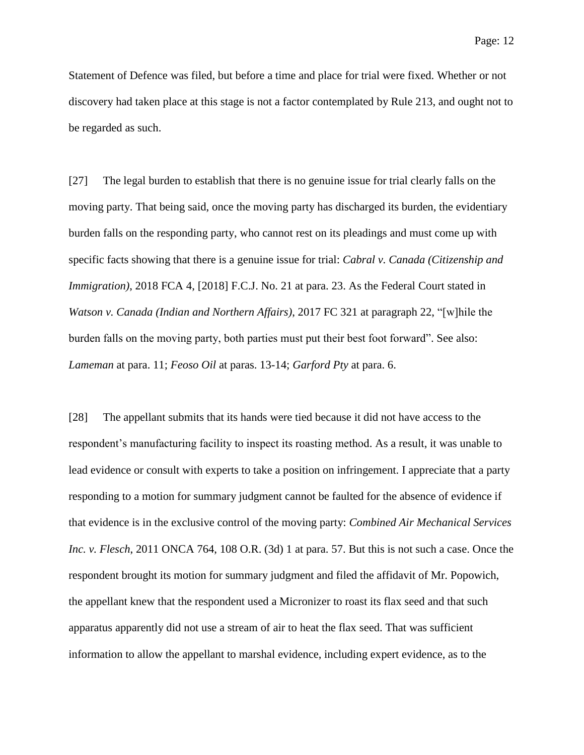Statement of Defence was filed, but before a time and place for trial were fixed. Whether or not discovery had taken place at this stage is not a factor contemplated by Rule 213, and ought not to be regarded as such.

[27] The legal burden to establish that there is no genuine issue for trial clearly falls on the moving party. That being said, once the moving party has discharged its burden, the evidentiary burden falls on the responding party, who cannot rest on its pleadings and must come up with specific facts showing that there is a genuine issue for trial: *Cabral v. Canada (Citizenship and Immigration)*, 2018 FCA 4, [2018] F.C.J. No. 21 at para. 23. As the Federal Court stated in *Watson v. Canada (Indian and Northern Affairs)*, 2017 FC 321 at paragraph 22, "[w]hile the burden falls on the moving party, both parties must put their best foot forward". See also: *Lameman* at para. 11; *Feoso Oil* at paras. 13-14; *Garford Pty* at para. 6.

[28] The appellant submits that its hands were tied because it did not have access to the respondent's manufacturing facility to inspect its roasting method. As a result, it was unable to lead evidence or consult with experts to take a position on infringement. I appreciate that a party responding to a motion for summary judgment cannot be faulted for the absence of evidence if that evidence is in the exclusive control of the moving party: *Combined Air Mechanical Services Inc. v. Flesch*, 2011 ONCA 764, 108 O.R. (3d) 1 at para. 57. But this is not such a case. Once the respondent brought its motion for summary judgment and filed the affidavit of Mr. Popowich, the appellant knew that the respondent used a Micronizer to roast its flax seed and that such apparatus apparently did not use a stream of air to heat the flax seed. That was sufficient information to allow the appellant to marshal evidence, including expert evidence, as to the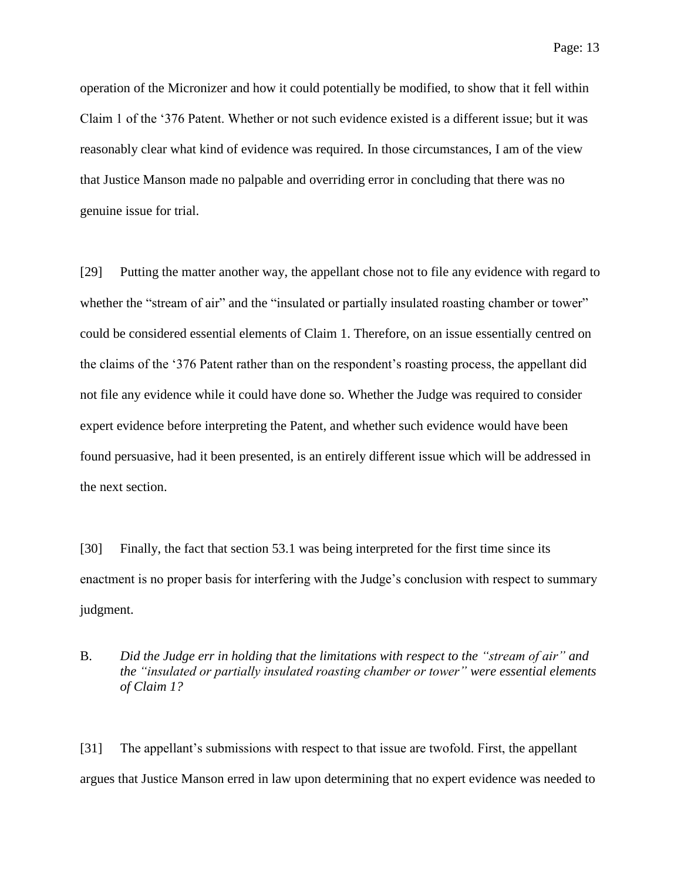operation of the Micronizer and how it could potentially be modified, to show that it fell within Claim 1 of the '376 Patent. Whether or not such evidence existed is a different issue; but it was reasonably clear what kind of evidence was required. In those circumstances, I am of the view that Justice Manson made no palpable and overriding error in concluding that there was no genuine issue for trial.

[29] Putting the matter another way, the appellant chose not to file any evidence with regard to whether the "stream of air" and the "insulated or partially insulated roasting chamber or tower" could be considered essential elements of Claim 1. Therefore, on an issue essentially centred on the claims of the '376 Patent rather than on the respondent's roasting process, the appellant did not file any evidence while it could have done so. Whether the Judge was required to consider expert evidence before interpreting the Patent, and whether such evidence would have been found persuasive, had it been presented, is an entirely different issue which will be addressed in the next section.

[30] Finally, the fact that section 53.1 was being interpreted for the first time since its enactment is no proper basis for interfering with the Judge's conclusion with respect to summary judgment.

B. *Did the Judge err in holding that the limitations with respect to the "stream of air" and the "insulated or partially insulated roasting chamber or tower" were essential elements of Claim 1?*

[31] The appellant's submissions with respect to that issue are twofold. First, the appellant argues that Justice Manson erred in law upon determining that no expert evidence was needed to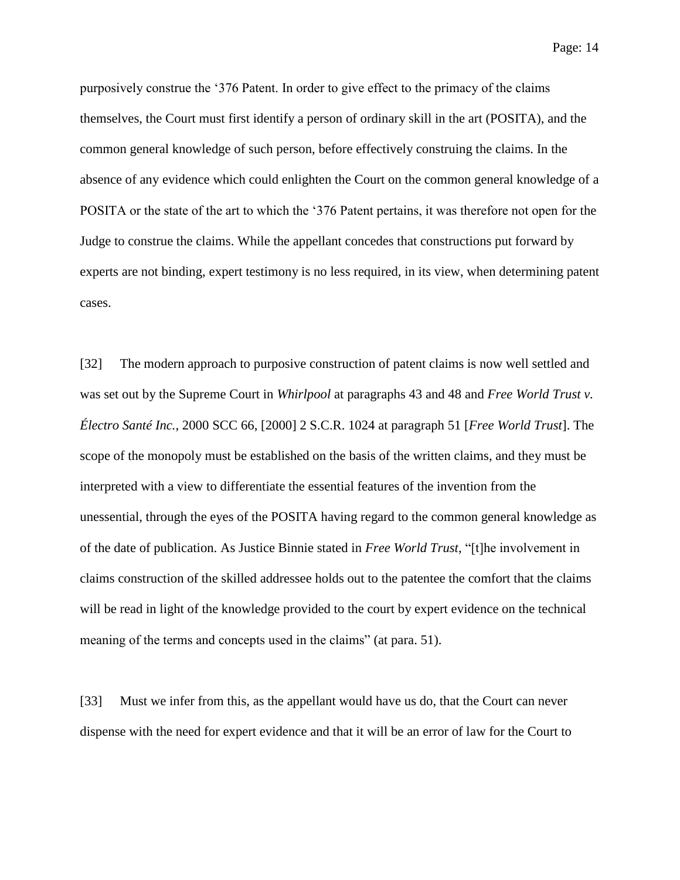purposively construe the ‘376 Patent. In order to give effect to the primacy of the claims themselves, the Court must first identify a person of ordinary skill in the art (POSITA), and the common general knowledge of such person, before effectively construing the claims. In the absence of any evidence which could enlighten the Court on the common general knowledge of a POSITA or the state of the art to which the ‘376 Patent pertains, it was therefore not open for the Judge to construe the claims. While the appellant concedes that constructions put forward by experts are not binding, expert testimony is no less required, in its view, when determining patent cases.

[32] The modern approach to purposive construction of patent claims is now well settled and was set out by the Supreme Court in *Whirlpool* at paragraphs 43 and 48 and *Free World Trust v. Électro Santé Inc.*, 2000 SCC 66, [2000] 2 S.C.R. 1024 at paragraph 51 [*Free World Trust*]. The scope of the monopoly must be established on the basis of the written claims, and they must be interpreted with a view to differentiate the essential features of the invention from the unessential, through the eyes of the POSITA having regard to the common general knowledge as of the date of publication. As Justice Binnie stated in *Free World Trust*, “[t]he involvement in claims construction of the skilled addressee holds out to the patentee the comfort that the claims will be read in light of the knowledge provided to the court by expert evidence on the technical meaning of the terms and concepts used in the claims” (at para. 51).

[33] Must we infer from this, as the appellant would have us do, that the Court can never dispense with the need for expert evidence and that it will be an error of law for the Court to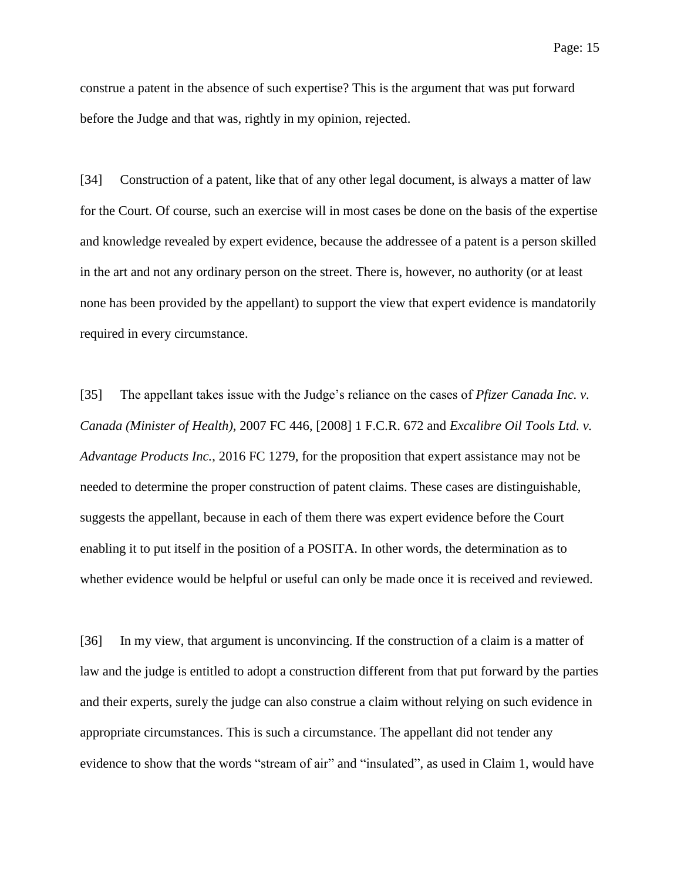construe a patent in the absence of such expertise? This is the argument that was put forward before the Judge and that was, rightly in my opinion, rejected.

[34] Construction of a patent, like that of any other legal document, is always a matter of law for the Court. Of course, such an exercise will in most cases be done on the basis of the expertise and knowledge revealed by expert evidence, because the addressee of a patent is a person skilled in the art and not any ordinary person on the street. There is, however, no authority (or at least none has been provided by the appellant) to support the view that expert evidence is mandatorily required in every circumstance.

[35] The appellant takes issue with the Judge's reliance on the cases of *Pfizer Canada Inc. v. Canada (Minister of Health)*, 2007 FC 446, [2008] 1 F.C.R. 672 and *Excalibre Oil Tools Ltd. v. Advantage Products Inc.*, 2016 FC 1279, for the proposition that expert assistance may not be needed to determine the proper construction of patent claims. These cases are distinguishable, suggests the appellant, because in each of them there was expert evidence before the Court enabling it to put itself in the position of a POSITA. In other words, the determination as to whether evidence would be helpful or useful can only be made once it is received and reviewed.

[36] In my view, that argument is unconvincing. If the construction of a claim is a matter of law and the judge is entitled to adopt a construction different from that put forward by the parties and their experts, surely the judge can also construe a claim without relying on such evidence in appropriate circumstances. This is such a circumstance. The appellant did not tender any evidence to show that the words "stream of air" and "insulated", as used in Claim 1, would have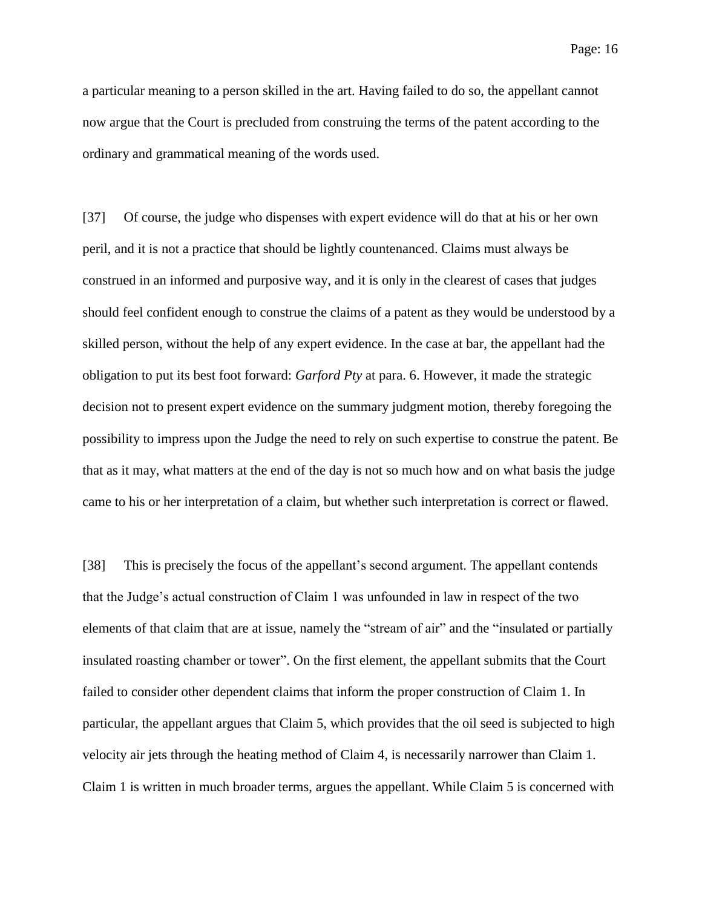a particular meaning to a person skilled in the art. Having failed to do so, the appellant cannot now argue that the Court is precluded from construing the terms of the patent according to the ordinary and grammatical meaning of the words used.

[37] Of course, the judge who dispenses with expert evidence will do that at his or her own peril, and it is not a practice that should be lightly countenanced. Claims must always be construed in an informed and purposive way, and it is only in the clearest of cases that judges should feel confident enough to construe the claims of a patent as they would be understood by a skilled person, without the help of any expert evidence. In the case at bar, the appellant had the obligation to put its best foot forward: *Garford Pty* at para. 6. However, it made the strategic decision not to present expert evidence on the summary judgment motion, thereby foregoing the possibility to impress upon the Judge the need to rely on such expertise to construe the patent. Be that as it may, what matters at the end of the day is not so much how and on what basis the judge came to his or her interpretation of a claim, but whether such interpretation is correct or flawed.

[38] This is precisely the focus of the appellant's second argument. The appellant contends that the Judge's actual construction of Claim 1 was unfounded in law in respect of the two elements of that claim that are at issue, namely the "stream of air" and the "insulated or partially insulated roasting chamber or tower". On the first element, the appellant submits that the Court failed to consider other dependent claims that inform the proper construction of Claim 1. In particular, the appellant argues that Claim 5, which provides that the oil seed is subjected to high velocity air jets through the heating method of Claim 4, is necessarily narrower than Claim 1. Claim 1 is written in much broader terms, argues the appellant. While Claim 5 is concerned with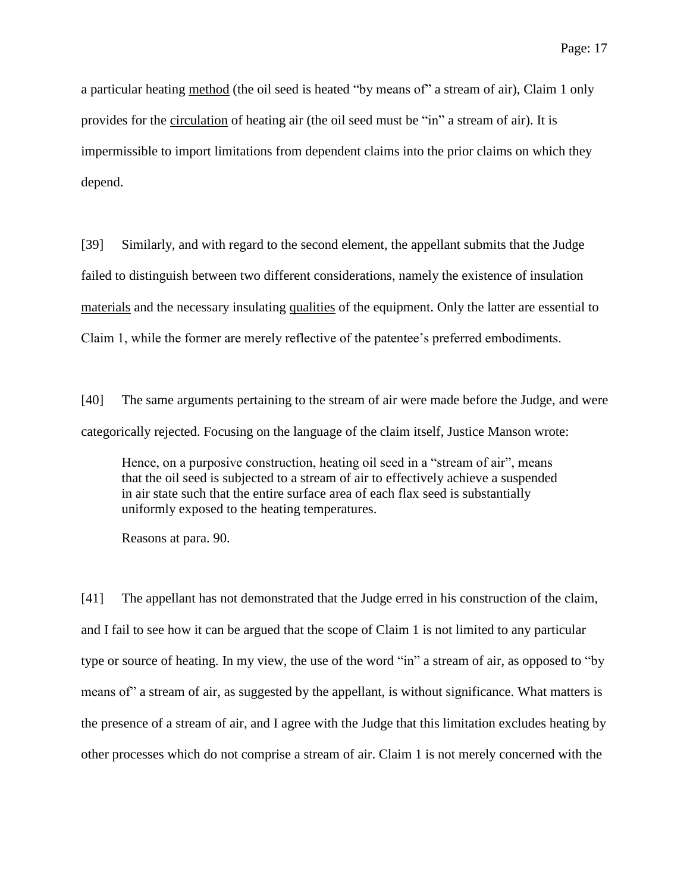a particular heating <u>method</u> (the oil seed is heated "by means of" a stream of air), Claim 1 only provides for the <u>circulation</u> of heating air (the oil seed must be "in" a stream of air). It is impermissible to import limitations from dependent claims into the prior claims on which they depend.

[39] Similarly, and with regard to the second element, the appellant submits that the Judge failed to distinguish between two different considerations, namely the existence of insulation <u>materials</u> and the necessary insulating <u>qualities</u> of the equipment. Only the latter are essential to Claim 1, while the former are merely reflective of the patentee's preferred embodiments.

[40] The same arguments pertaining to the stream of air were made before the Judge, and were categorically rejected. Focusing on the language of the claim itself, Justice Manson wrote:

> Hence, on a purposive construction, heating oil seed in a "stream of air", means that the oil seed is subjected to a stream of air to effectively achieve a suspended in air state such that the entire surface area of each flax seed is substantially uniformly exposed to the heating temperatures.
>
> Reasons at para. 90.

[41] The appellant has not demonstrated that the Judge erred in his construction of the claim, and I fail to see how it can be argued that the scope of Claim 1 is not limited to any particular type or source of heating. In my view, the use of the word "in" a stream of air, as opposed to "by means of" a stream of air, as suggested by the appellant, is without significance. What matters is the presence of a stream of air, and I agree with the Judge that this limitation excludes heating by other processes which do not comprise a stream of air. Claim 1 is not merely concerned with the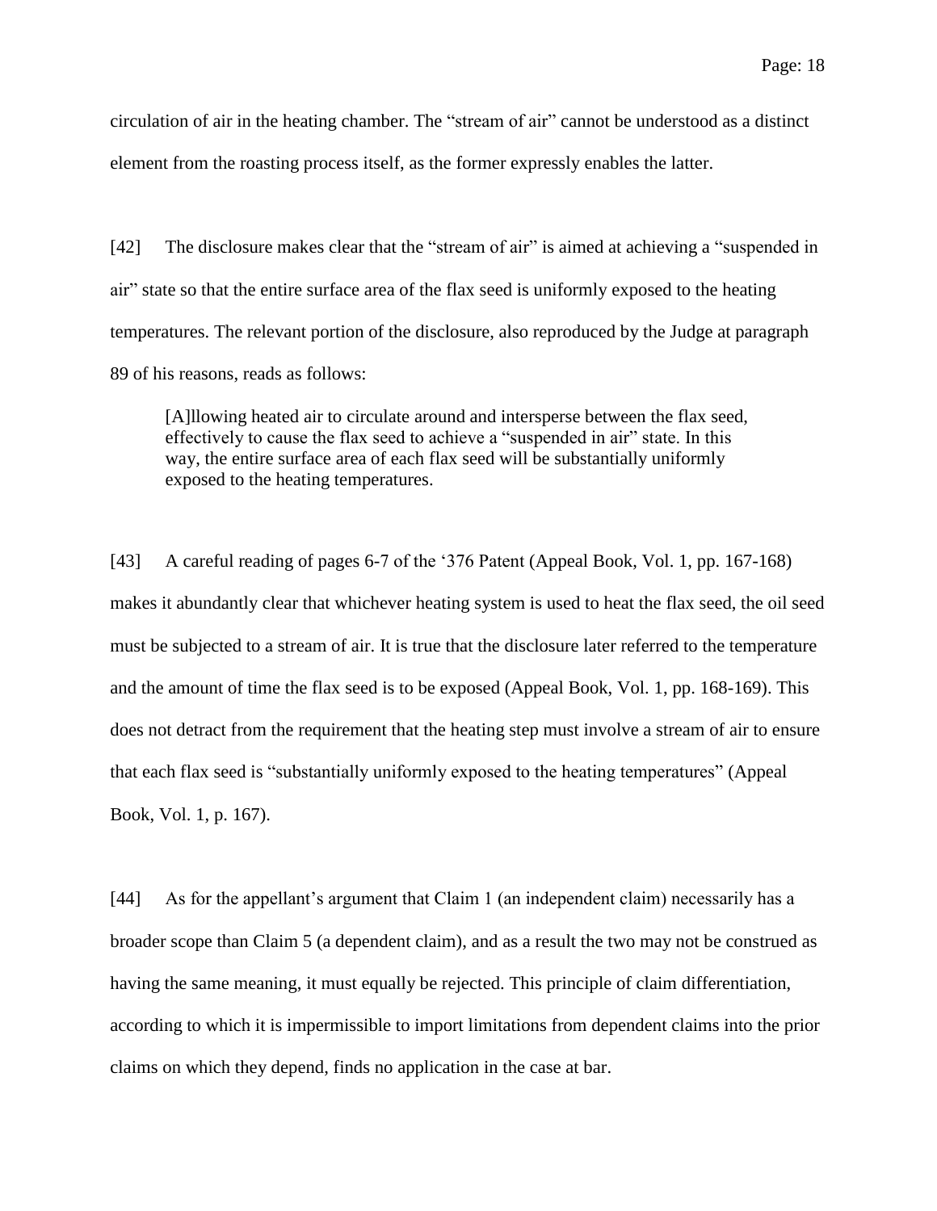circulation of air in the heating chamber. The "stream of air" cannot be understood as a distinct element from the roasting process itself, as the former expressly enables the latter.

[42] The disclosure makes clear that the "stream of air" is aimed at achieving a "suspended in air" state so that the entire surface area of the flax seed is uniformly exposed to the heating temperatures. The relevant portion of the disclosure, also reproduced by the Judge at paragraph 89 of his reasons, reads as follows:

> [A]llowing heated air to circulate around and intersperse between the flax seed, effectively to cause the flax seed to achieve a "suspended in air" state. In this way, the entire surface area of each flax seed will be substantially uniformly exposed to the heating temperatures.

[43] A careful reading of pages 6-7 of the '376 Patent (Appeal Book, Vol. 1, pp. 167-168) makes it abundantly clear that whichever heating system is used to heat the flax seed, the oil seed must be subjected to a stream of air. It is true that the disclosure later referred to the temperature and the amount of time the flax seed is to be exposed (Appeal Book, Vol. 1, pp. 168-169). This does not detract from the requirement that the heating step must involve a stream of air to ensure that each flax seed is "substantially uniformly exposed to the heating temperatures" (Appeal Book, Vol. 1, p. 167).

[44] As for the appellant's argument that Claim 1 (an independent claim) necessarily has a broader scope than Claim 5 (a dependent claim), and as a result the two may not be construed as having the same meaning, it must equally be rejected. This principle of claim differentiation, according to which it is impermissible to import limitations from dependent claims into the prior claims on which they depend, finds no application in the case at bar.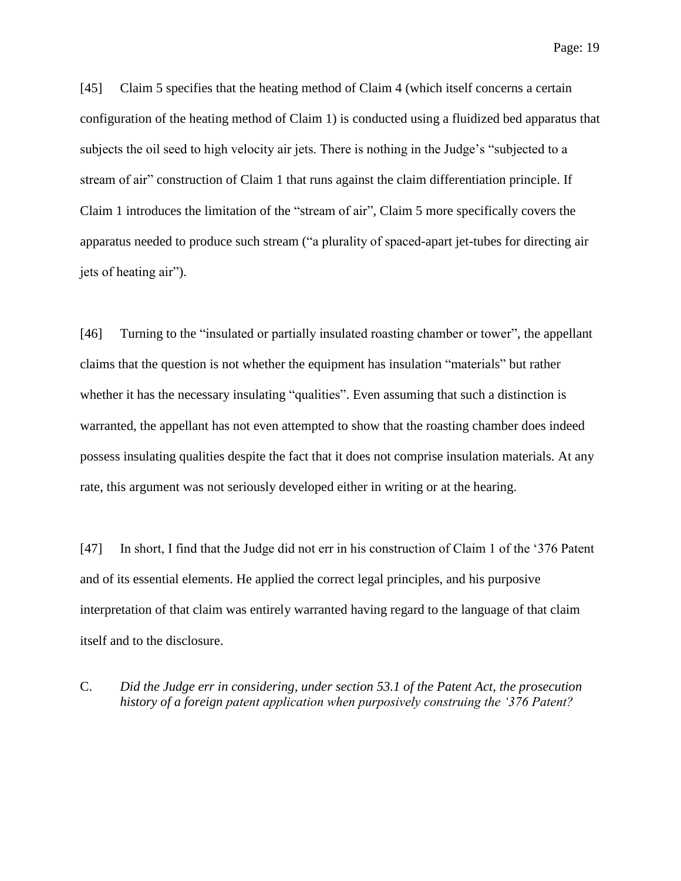[45] Claim 5 specifies that the heating method of Claim 4 (which itself concerns a certain configuration of the heating method of Claim 1) is conducted using a fluidized bed apparatus that subjects the oil seed to high velocity air jets. There is nothing in the Judge's "subjected to a stream of air" construction of Claim 1 that runs against the claim differentiation principle. If Claim 1 introduces the limitation of the "stream of air", Claim 5 more specifically covers the apparatus needed to produce such stream ("a plurality of spaced-apart jet-tubes for directing air jets of heating air").

[46] Turning to the "insulated or partially insulated roasting chamber or tower", the appellant claims that the question is not whether the equipment has insulation "materials" but rather whether it has the necessary insulating "qualities". Even assuming that such a distinction is warranted, the appellant has not even attempted to show that the roasting chamber does indeed possess insulating qualities despite the fact that it does not comprise insulation materials. At any rate, this argument was not seriously developed either in writing or at the hearing.

[47] In short, I find that the Judge did not err in his construction of Claim 1 of the '376 Patent and of its essential elements. He applied the correct legal principles, and his purposive interpretation of that claim was entirely warranted having regard to the language of that claim itself and to the disclosure.

### C. *Did the Judge err in considering, under section 53.1 of the Patent Act, the prosecution history of a foreign patent application when purposively construing the '376 Patent?*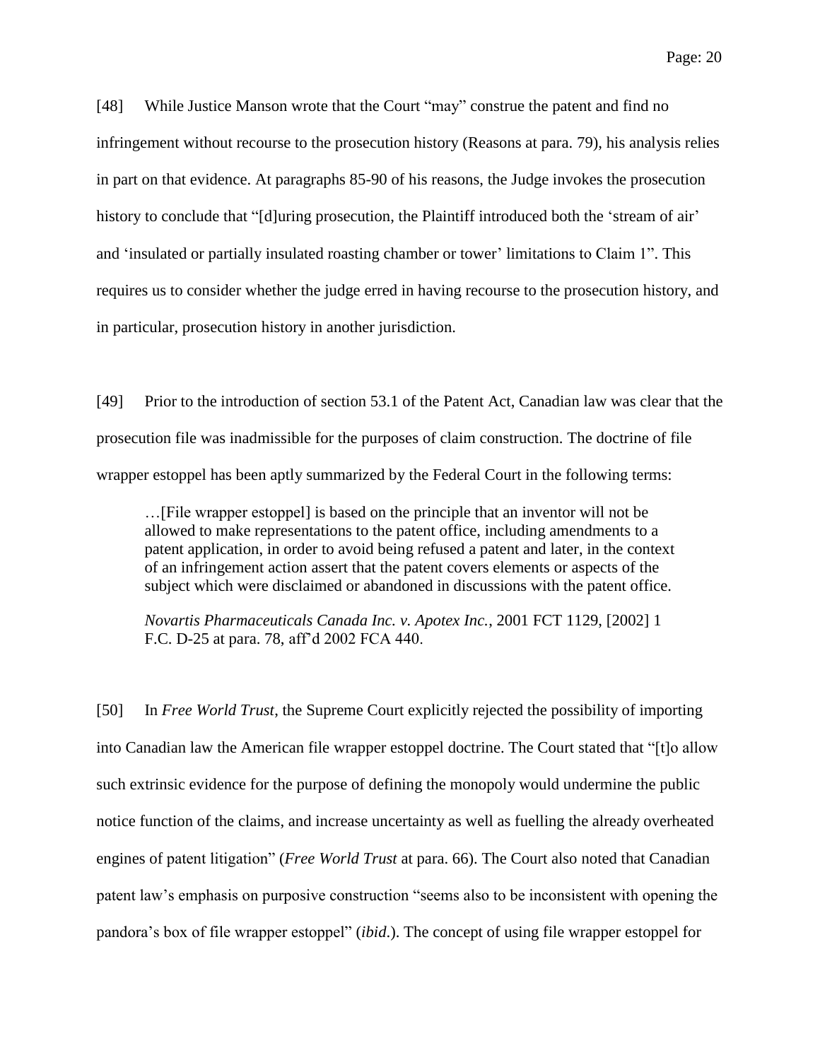[48] While Justice Manson wrote that the Court "may" construe the patent and find no infringement without recourse to the prosecution history (Reasons at para. 79), his analysis relies in part on that evidence. At paragraphs 85-90 of his reasons, the Judge invokes the prosecution history to conclude that "[d]uring prosecution, the Plaintiff introduced both the 'stream of air' and 'insulated or partially insulated roasting chamber or tower' limitations to Claim 1". This requires us to consider whether the judge erred in having recourse to the prosecution history, and in particular, prosecution history in another jurisdiction.

[49] Prior to the introduction of section 53.1 of the Patent Act, Canadian law was clear that the prosecution file was inadmissible for the purposes of claim construction. The doctrine of file wrapper estoppel has been aptly summarized by the Federal Court in the following terms:

> …[File wrapper estoppel] is based on the principle that an inventor will not be allowed to make representations to the patent office, including amendments to a patent application, in order to avoid being refused a patent and later, in the context of an infringement action assert that the patent covers elements or aspects of the subject which were disclaimed or abandoned in discussions with the patent office.
>
> *Novartis Pharmaceuticals Canada Inc. v. Apotex Inc.*, 2001 FCT 1129, [2002] 1 F.C. D-25 at para. 78, aff'd 2002 FCA 440.

[50] In *Free World Trust*, the Supreme Court explicitly rejected the possibility of importing into Canadian law the American file wrapper estoppel doctrine. The Court stated that "[t]o allow such extrinsic evidence for the purpose of defining the monopoly would undermine the public notice function of the claims, and increase uncertainty as well as fuelling the already overheated engines of patent litigation" (*Free World Trust* at para. 66). The Court also noted that Canadian patent law's emphasis on purposive construction "seems also to be inconsistent with opening the pandora's box of file wrapper estoppel" (*ibid.*). The concept of using file wrapper estoppel for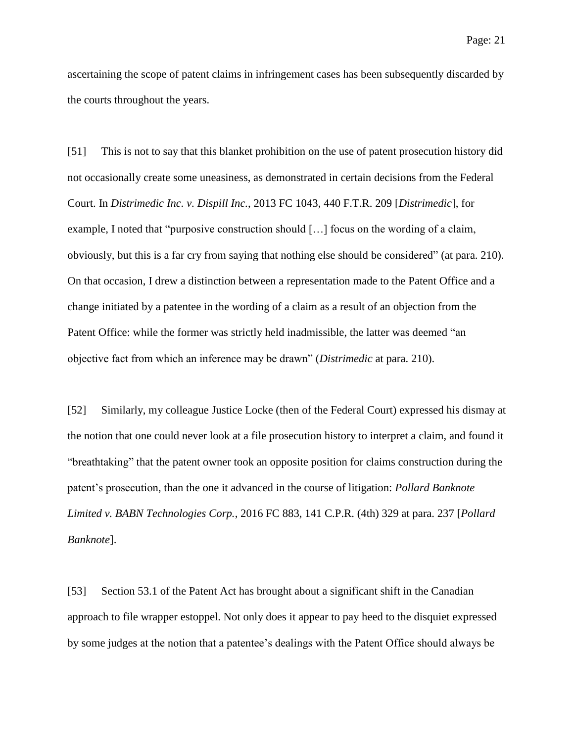ascertaining the scope of patent claims in infringement cases has been subsequently discarded by the courts throughout the years.

[51] This is not to say that this blanket prohibition on the use of patent prosecution history did not occasionally create some uneasiness, as demonstrated in certain decisions from the Federal Court. In *Distrimedic Inc. v. Dispill Inc.*, 2013 FC 1043, 440 F.T.R. 209 [*Distrimedic*], for example, I noted that "purposive construction should […] focus on the wording of a claim, obviously, but this is a far cry from saying that nothing else should be considered" (at para. 210). On that occasion, I drew a distinction between a representation made to the Patent Office and a change initiated by a patentee in the wording of a claim as a result of an objection from the Patent Office: while the former was strictly held inadmissible, the latter was deemed "an objective fact from which an inference may be drawn" (*Distrimedic* at para. 210).

[52] Similarly, my colleague Justice Locke (then of the Federal Court) expressed his dismay at the notion that one could never look at a file prosecution history to interpret a claim, and found it "breathtaking" that the patent owner took an opposite position for claims construction during the patent's prosecution, than the one it advanced in the course of litigation: *Pollard Banknote Limited v. BABN Technologies Corp.*, 2016 FC 883, 141 C.P.R. (4th) 329 at para. 237 [*Pollard Banknote*].

[53] Section 53.1 of the Patent Act has brought about a significant shift in the Canadian approach to file wrapper estoppel. Not only does it appear to pay heed to the disquiet expressed by some judges at the notion that a patentee's dealings with the Patent Office should always be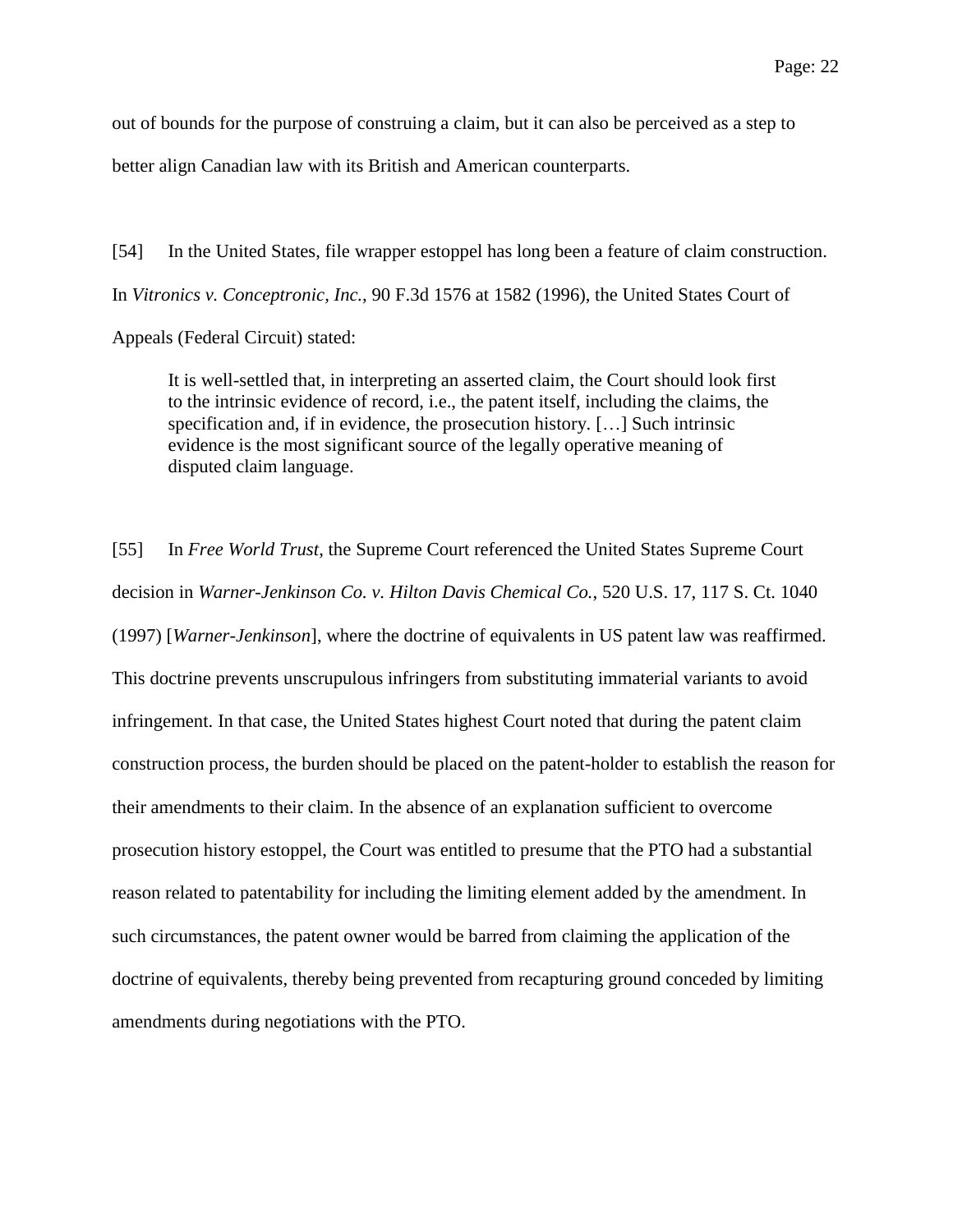out of bounds for the purpose of construing a claim, but it can also be perceived as a step to better align Canadian law with its British and American counterparts.

[54] In the United States, file wrapper estoppel has long been a feature of claim construction. In *Vitronics v. Conceptronic, Inc.*, 90 F.3d 1576 at 1582 (1996), the United States Court of Appeals (Federal Circuit) stated:

> It is well-settled that, in interpreting an asserted claim, the Court should look first to the intrinsic evidence of record, i.e., the patent itself, including the claims, the specification and, if in evidence, the prosecution history. […] Such intrinsic evidence is the most significant source of the legally operative meaning of disputed claim language.

[55] In *Free World Trust*, the Supreme Court referenced the United States Supreme Court decision in *Warner-Jenkinson Co. v. Hilton Davis Chemical Co.*, 520 U.S. 17, 117 S. Ct. 1040 (1997) [*Warner-Jenkinson*], where the doctrine of equivalents in US patent law was reaffirmed. This doctrine prevents unscrupulous infringers from substituting immaterial variants to avoid infringement. In that case, the United States highest Court noted that during the patent claim construction process, the burden should be placed on the patent-holder to establish the reason for their amendments to their claim. In the absence of an explanation sufficient to overcome prosecution history estoppel, the Court was entitled to presume that the PTO had a substantial reason related to patentability for including the limiting element added by the amendment. In such circumstances, the patent owner would be barred from claiming the application of the doctrine of equivalents, thereby being prevented from recapturing ground conceded by limiting amendments during negotiations with the PTO.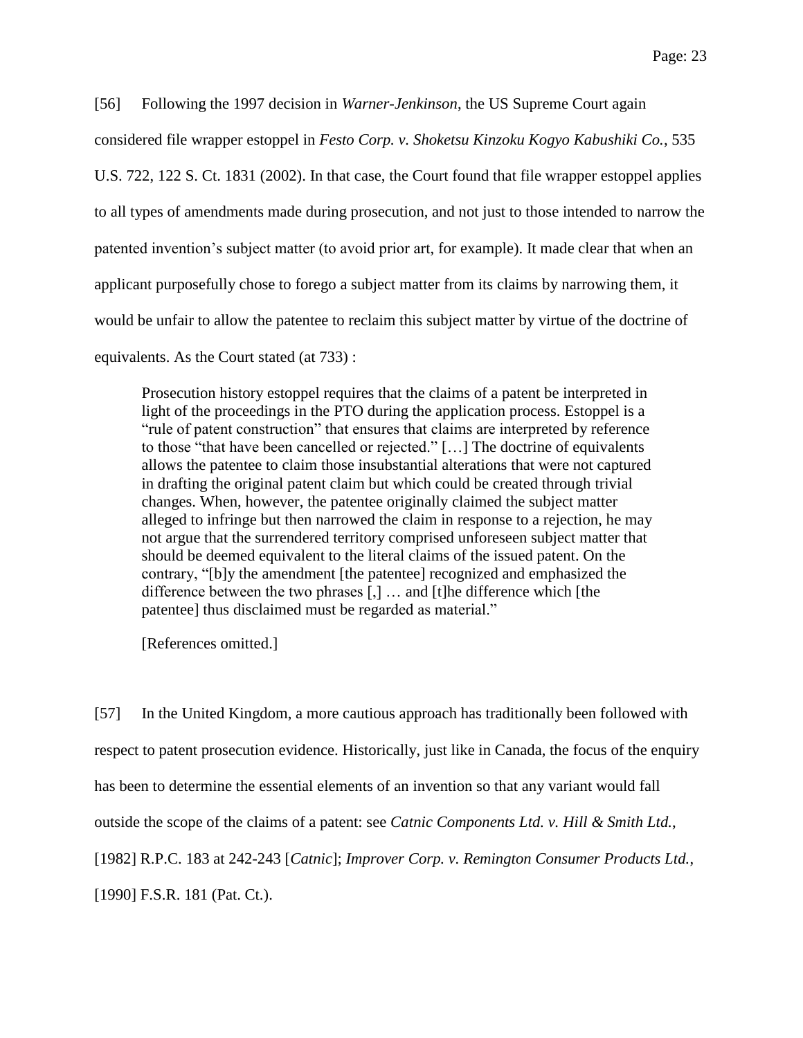[56] Following the 1997 decision in *Warner-Jenkinson*, the US Supreme Court again considered file wrapper estoppel in *Festo Corp. v. Shoketsu Kinzoku Kogyo Kabushiki Co.*, 535 U.S. 722, 122 S. Ct. 1831 (2002). In that case, the Court found that file wrapper estoppel applies to all types of amendments made during prosecution, and not just to those intended to narrow the patented invention's subject matter (to avoid prior art, for example). It made clear that when an applicant purposefully chose to forego a subject matter from its claims by narrowing them, it would be unfair to allow the patentee to reclaim this subject matter by virtue of the doctrine of equivalents. As the Court stated (at 733) :

> Prosecution history estoppel requires that the claims of a patent be interpreted in light of the proceedings in the PTO during the application process. Estoppel is a "rule of patent construction" that ensures that claims are interpreted by reference to those "that have been cancelled or rejected." […] The doctrine of equivalents allows the patentee to claim those insubstantial alterations that were not captured in drafting the original patent claim but which could be created through trivial changes. When, however, the patentee originally claimed the subject matter alleged to infringe but then narrowed the claim in response to a rejection, he may not argue that the surrendered territory comprised unforeseen subject matter that should be deemed equivalent to the literal claims of the issued patent. On the contrary, "[b]y the amendment [the patentee] recognized and emphasized the difference between the two phrases [,] … and [t]he difference which [the patentee] thus disclaimed must be regarded as material."
>
> [References omitted.]

[57] In the United Kingdom, a more cautious approach has traditionally been followed with respect to patent prosecution evidence. Historically, just like in Canada, the focus of the enquiry has been to determine the essential elements of an invention so that any variant would fall outside the scope of the claims of a patent: see *Catnic Components Ltd. v. Hill & Smith Ltd.*, [1982] R.P.C. 183 at 242-243 [*Catnic*]; *Improver Corp. v. Remington Consumer Products Ltd.*, [1990] F.S.R. 181 (Pat. Ct.).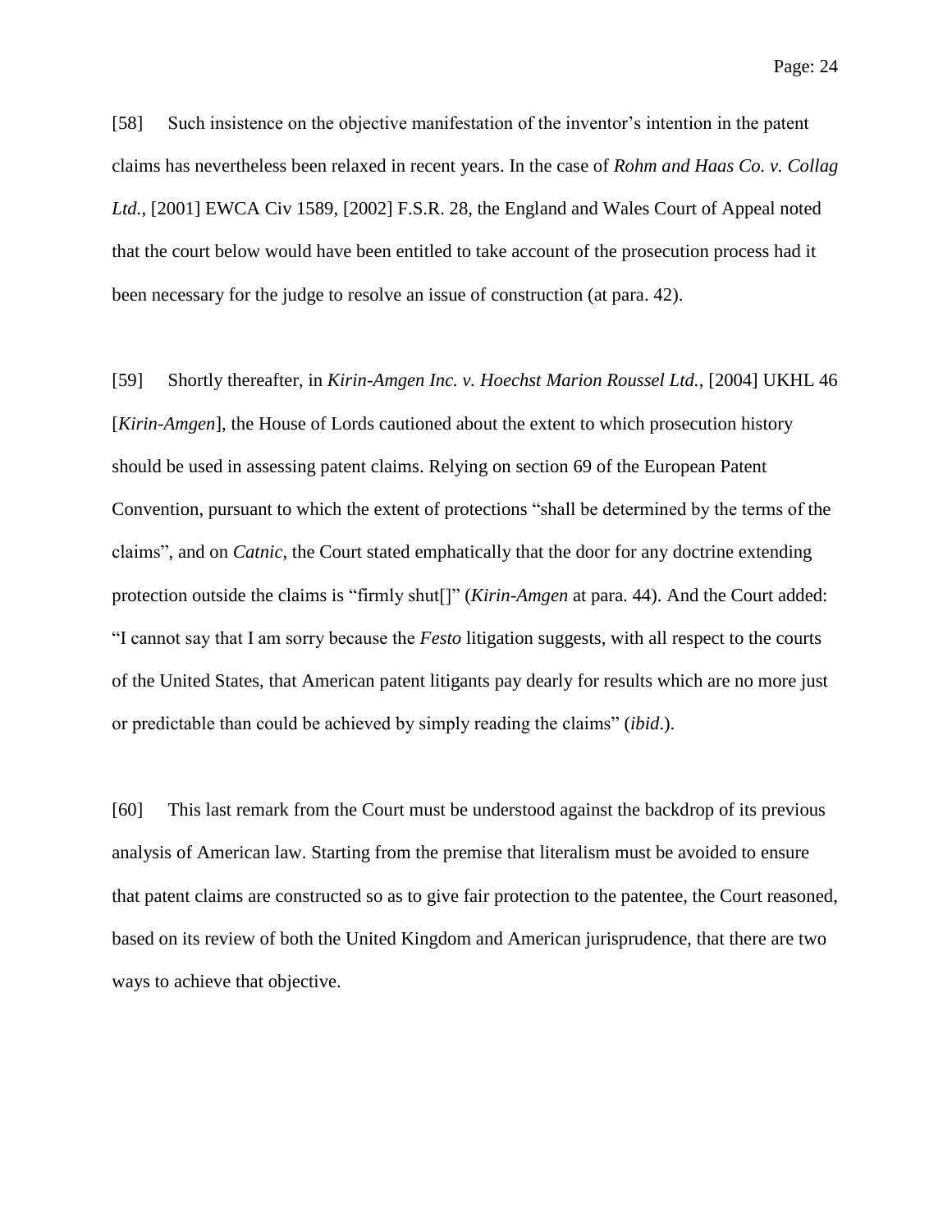[58] Such insistence on the objective manifestation of the inventor's intention in the patent claims has nevertheless been relaxed in recent years. In the case of *Rohm and Haas Co. v. Collag Ltd.*, [2001] EWCA Civ 1589, [2002] F.S.R. 28, the England and Wales Court of Appeal noted that the court below would have been entitled to take account of the prosecution process had it been necessary for the judge to resolve an issue of construction (at para. 42).

[59] Shortly thereafter, in *Kirin-Amgen Inc. v. Hoechst Marion Roussel Ltd.*, [2004] UKHL 46 [*Kirin-Amgen*], the House of Lords cautioned about the extent to which prosecution history should be used in assessing patent claims. Relying on section 69 of the European Patent Convention, pursuant to which the extent of protections "shall be determined by the terms of the claims", and on *Catnic*, the Court stated emphatically that the door for any doctrine extending protection outside the claims is "firmly shut[]" (*Kirin-Amgen* at para. 44). And the Court added: "I cannot say that I am sorry because the *Festo* litigation suggests, with all respect to the courts of the United States, that American patent litigants pay dearly for results which are no more just or predictable than could be achieved by simply reading the claims" (*ibid*.).

[60] This last remark from the Court must be understood against the backdrop of its previous analysis of American law. Starting from the premise that literalism must be avoided to ensure that patent claims are constructed so as to give fair protection to the patentee, the Court reasoned, based on its review of both the United Kingdom and American jurisprudence, that there are two ways to achieve that objective.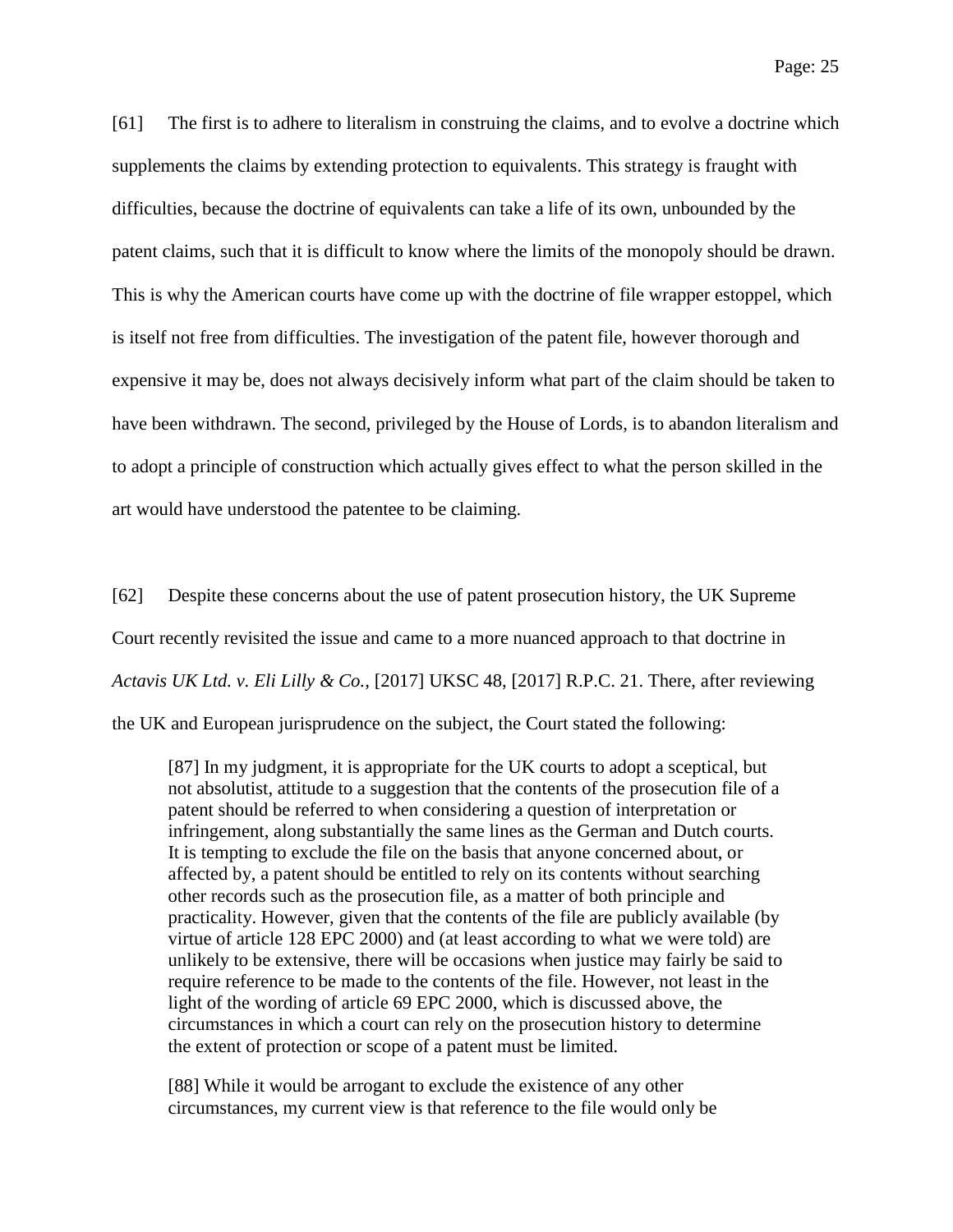[61] The first is to adhere to literalism in construing the claims, and to evolve a doctrine which supplements the claims by extending protection to equivalents. This strategy is fraught with difficulties, because the doctrine of equivalents can take a life of its own, unbounded by the patent claims, such that it is difficult to know where the limits of the monopoly should be drawn. This is why the American courts have come up with the doctrine of file wrapper estoppel, which is itself not free from difficulties. The investigation of the patent file, however thorough and expensive it may be, does not always decisively inform what part of the claim should be taken to have been withdrawn. The second, privileged by the House of Lords, is to abandon literalism and to adopt a principle of construction which actually gives effect to what the person skilled in the art would have understood the patentee to be claiming.

[62] Despite these concerns about the use of patent prosecution history, the UK Supreme Court recently revisited the issue and came to a more nuanced approach to that doctrine in *Actavis UK Ltd. v. Eli Lilly & Co.*, [2017] UKSC 48, [2017] R.P.C. 21. There, after reviewing the UK and European jurisprudence on the subject, the Court stated the following:

> [87] In my judgment, it is appropriate for the UK courts to adopt a sceptical, but not absolutist, attitude to a suggestion that the contents of the prosecution file of a patent should be referred to when considering a question of interpretation or infringement, along substantially the same lines as the German and Dutch courts. It is tempting to exclude the file on the basis that anyone concerned about, or affected by, a patent should be entitled to rely on its contents without searching other records such as the prosecution file, as a matter of both principle and practicality. However, given that the contents of the file are publicly available (by virtue of article 128 EPC 2000) and (at least according to what we were told) are unlikely to be extensive, there will be occasions when justice may fairly be said to require reference to be made to the contents of the file. However, not least in the light of the wording of article 69 EPC 2000, which is discussed above, the circumstances in which a court can rely on the prosecution history to determine the extent of protection or scope of a patent must be limited.
>
> [88] While it would be arrogant to exclude the existence of any other circumstances, my current view is that reference to the file would only be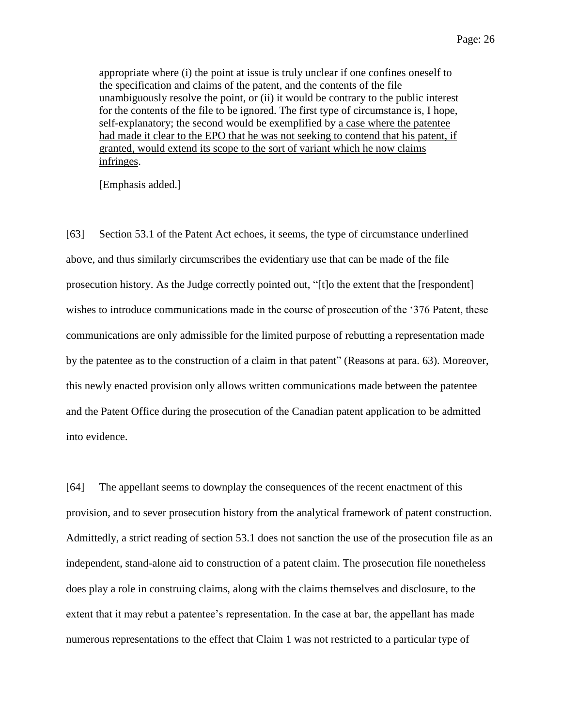> appropriate where (i) the point at issue is truly unclear if one confines oneself to the specification and claims of the patent, and the contents of the file unambiguously resolve the point, or (ii) it would be contrary to the public interest for the contents of the file to be ignored. The first type of circumstance is, I hope, self-explanatory; the second would be exemplified by <u>a case where the patentee had made it clear to the EPO that he was not seeking to contend that his patent, if granted, would extend its scope to the sort of variant which he now claims infringes</u>.
>
> [Emphasis added.]

[63] Section 53.1 of the Patent Act echoes, it seems, the type of circumstance underlined above, and thus similarly circumscribes the evidentiary use that can be made of the file prosecution history. As the Judge correctly pointed out, "[t]o the extent that the [respondent] wishes to introduce communications made in the course of prosecution of the '376 Patent, these communications are only admissible for the limited purpose of rebutting a representation made by the patentee as to the construction of a claim in that patent" (Reasons at para. 63). Moreover, this newly enacted provision only allows written communications made between the patentee and the Patent Office during the prosecution of the Canadian patent application to be admitted into evidence.

[64] The appellant seems to downplay the consequences of the recent enactment of this provision, and to sever prosecution history from the analytical framework of patent construction. Admittedly, a strict reading of section 53.1 does not sanction the use of the prosecution file as an independent, stand-alone aid to construction of a patent claim. The prosecution file nonetheless does play a role in construing claims, along with the claims themselves and disclosure, to the extent that it may rebut a patentee's representation. In the case at bar, the appellant has made numerous representations to the effect that Claim 1 was not restricted to a particular type of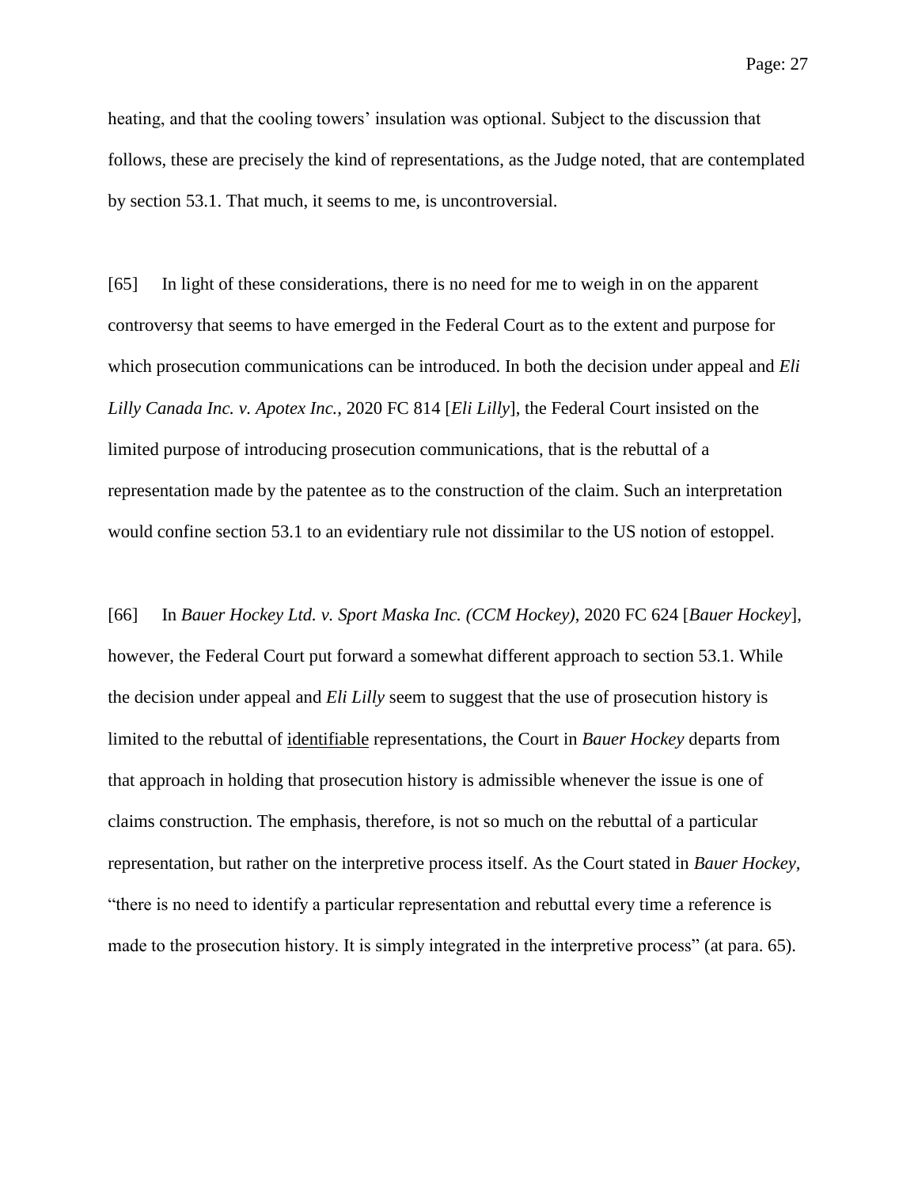heating, and that the cooling towers' insulation was optional. Subject to the discussion that follows, these are precisely the kind of representations, as the Judge noted, that are contemplated by section 53.1. That much, it seems to me, is uncontroversial.

[65] In light of these considerations, there is no need for me to weigh in on the apparent controversy that seems to have emerged in the Federal Court as to the extent and purpose for which prosecution communications can be introduced. In both the decision under appeal and *Eli Lilly Canada Inc. v. Apotex Inc.*, 2020 FC 814 [*Eli Lilly*], the Federal Court insisted on the limited purpose of introducing prosecution communications, that is the rebuttal of a representation made by the patentee as to the construction of the claim. Such an interpretation would confine section 53.1 to an evidentiary rule not dissimilar to the US notion of estoppel.

[66] In *Bauer Hockey Ltd. v. Sport Maska Inc. (CCM Hockey)*, 2020 FC 624 [*Bauer Hockey*], however, the Federal Court put forward a somewhat different approach to section 53.1. While the decision under appeal and *Eli Lilly* seem to suggest that the use of prosecution history is limited to the rebuttal of <u>identifiable</u> representations, the Court in *Bauer Hockey* departs from that approach in holding that prosecution history is admissible whenever the issue is one of claims construction. The emphasis, therefore, is not so much on the rebuttal of a particular representation, but rather on the interpretive process itself. As the Court stated in *Bauer Hockey*, "there is no need to identify a particular representation and rebuttal every time a reference is made to the prosecution history. It is simply integrated in the interpretive process" (at para. 65).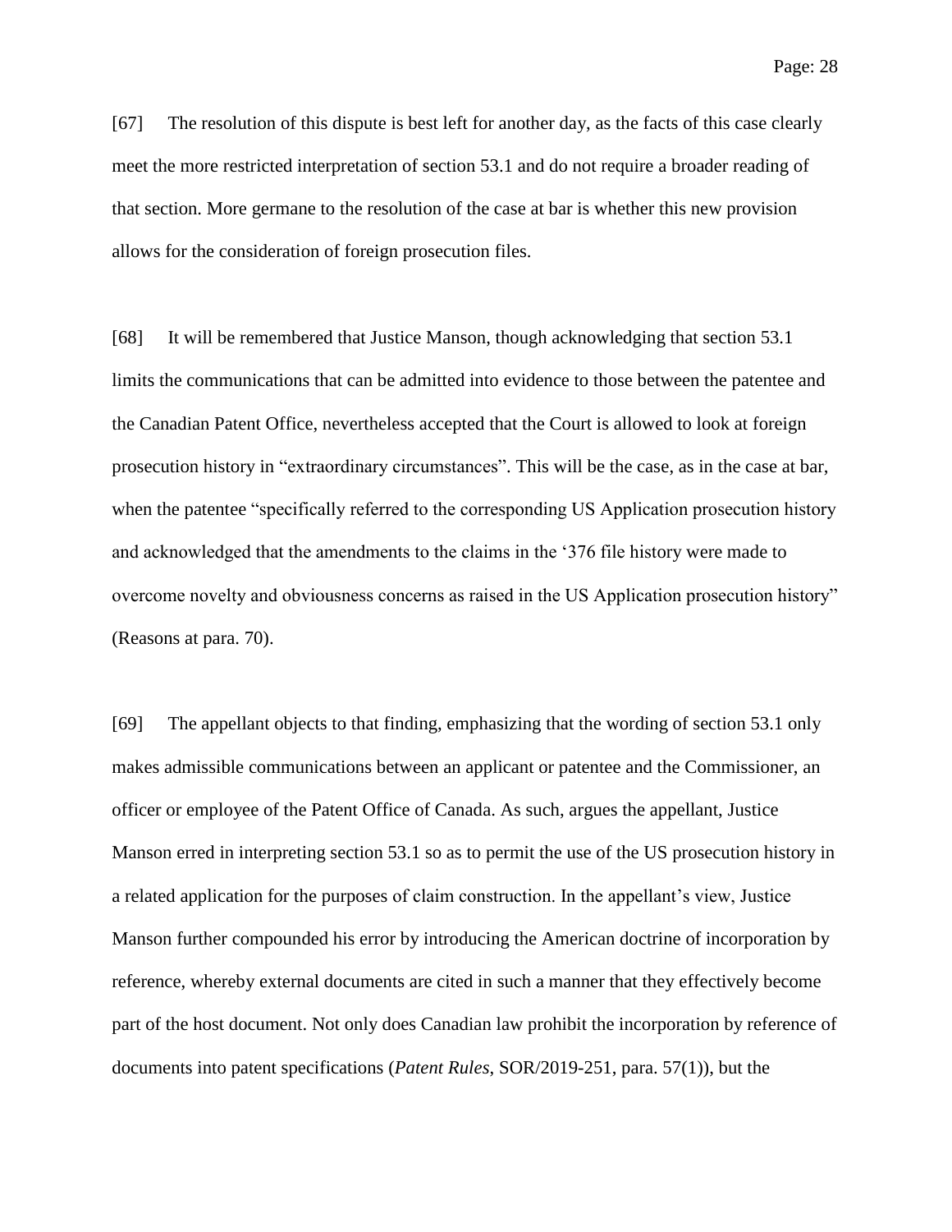[67] The resolution of this dispute is best left for another day, as the facts of this case clearly meet the more restricted interpretation of section 53.1 and do not require a broader reading of that section. More germane to the resolution of the case at bar is whether this new provision allows for the consideration of foreign prosecution files.

[68] It will be remembered that Justice Manson, though acknowledging that section 53.1 limits the communications that can be admitted into evidence to those between the patentee and the Canadian Patent Office, nevertheless accepted that the Court is allowed to look at foreign prosecution history in "extraordinary circumstances". This will be the case, as in the case at bar, when the patentee "specifically referred to the corresponding US Application prosecution history and acknowledged that the amendments to the claims in the '376 file history were made to overcome novelty and obviousness concerns as raised in the US Application prosecution history" (Reasons at para. 70).

[69] The appellant objects to that finding, emphasizing that the wording of section 53.1 only makes admissible communications between an applicant or patentee and the Commissioner, an officer or employee of the Patent Office of Canada. As such, argues the appellant, Justice Manson erred in interpreting section 53.1 so as to permit the use of the US prosecution history in a related application for the purposes of claim construction. In the appellant's view, Justice Manson further compounded his error by introducing the American doctrine of incorporation by reference, whereby external documents are cited in such a manner that they effectively become part of the host document. Not only does Canadian law prohibit the incorporation by reference of documents into patent specifications (*Patent Rules*, SOR/2019-251, para. 57(1)), but the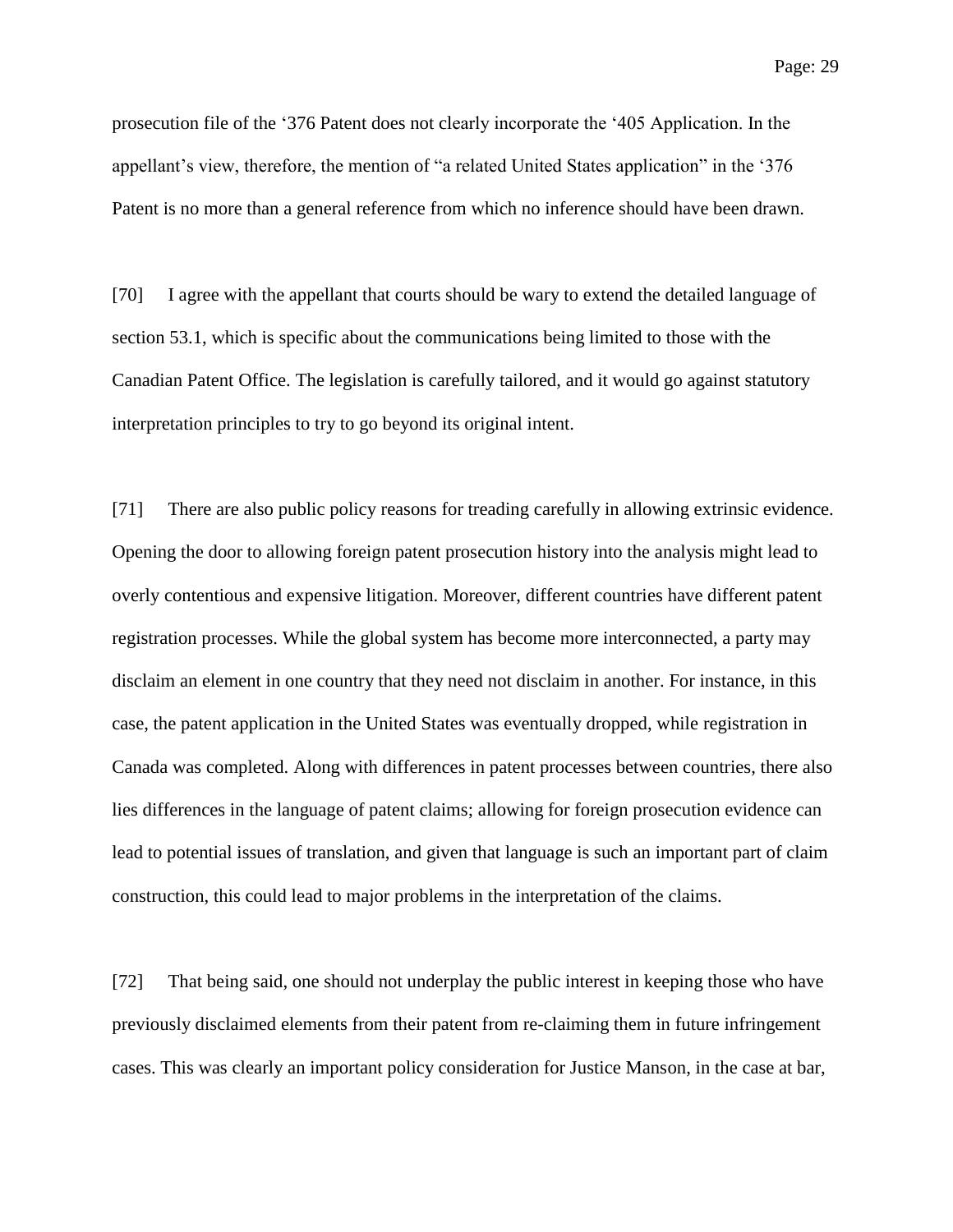prosecution file of the ‘376 Patent does not clearly incorporate the ‘405 Application. In the appellant’s view, therefore, the mention of “a related United States application” in the ‘376 Patent is no more than a general reference from which no inference should have been drawn.

[70] I agree with the appellant that courts should be wary to extend the detailed language of section 53.1, which is specific about the communications being limited to those with the Canadian Patent Office. The legislation is carefully tailored, and it would go against statutory interpretation principles to try to go beyond its original intent.

[71] There are also public policy reasons for treading carefully in allowing extrinsic evidence. Opening the door to allowing foreign patent prosecution history into the analysis might lead to overly contentious and expensive litigation. Moreover, different countries have different patent registration processes. While the global system has become more interconnected, a party may disclaim an element in one country that they need not disclaim in another. For instance, in this case, the patent application in the United States was eventually dropped, while registration in Canada was completed. Along with differences in patent processes between countries, there also lies differences in the language of patent claims; allowing for foreign prosecution evidence can lead to potential issues of translation, and given that language is such an important part of claim construction, this could lead to major problems in the interpretation of the claims.

[72] That being said, one should not underplay the public interest in keeping those who have previously disclaimed elements from their patent from re-claiming them in future infringement cases. This was clearly an important policy consideration for Justice Manson, in the case at bar,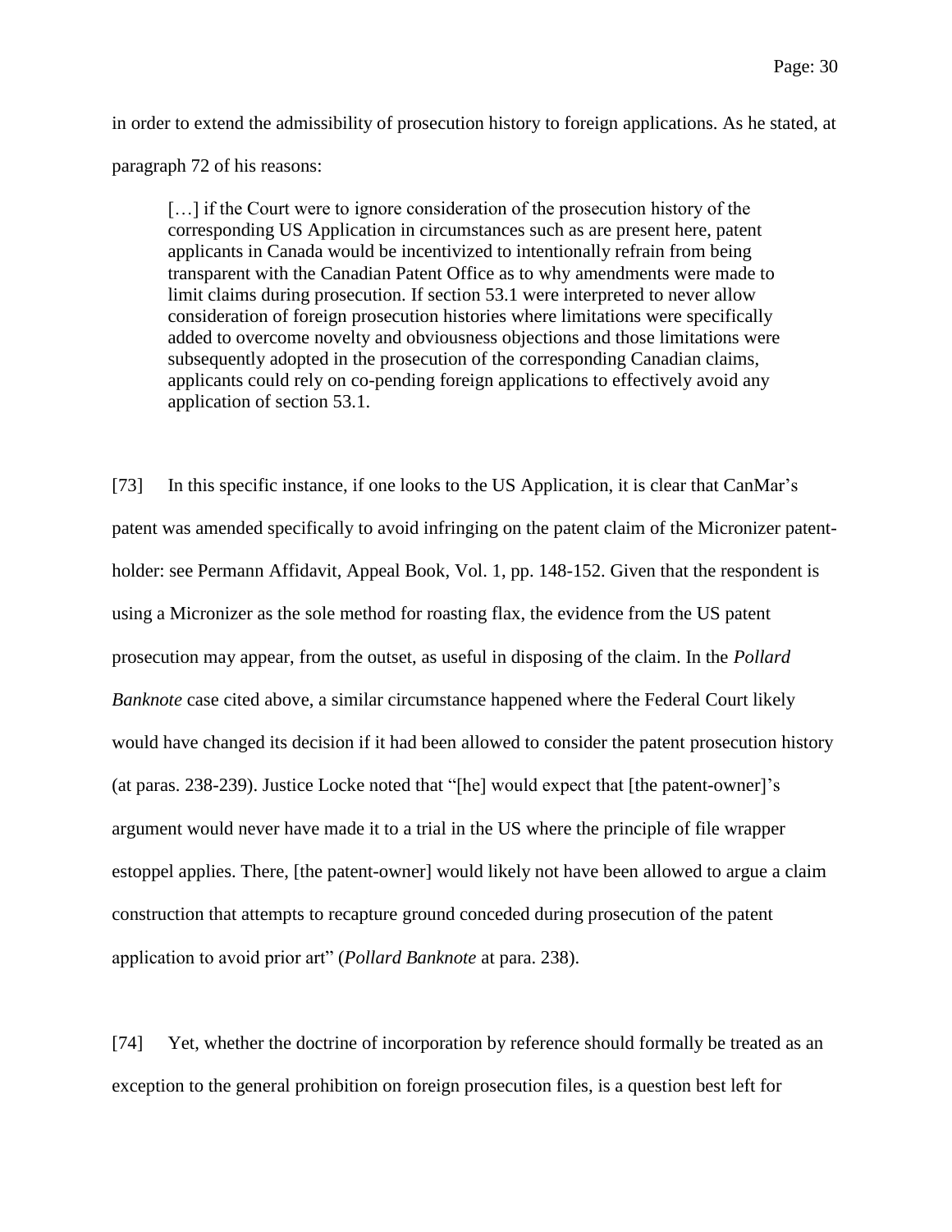in order to extend the admissibility of prosecution history to foreign applications. As he stated, at paragraph 72 of his reasons:

> […] if the Court were to ignore consideration of the prosecution history of the corresponding US Application in circumstances such as are present here, patent applicants in Canada would be incentivized to intentionally refrain from being transparent with the Canadian Patent Office as to why amendments were made to limit claims during prosecution. If section 53.1 were interpreted to never allow consideration of foreign prosecution histories where limitations were specifically added to overcome novelty and obviousness objections and those limitations were subsequently adopted in the prosecution of the corresponding Canadian claims, applicants could rely on co-pending foreign applications to effectively avoid any application of section 53.1.

[73] In this specific instance, if one looks to the US Application, it is clear that CanMar's patent was amended specifically to avoid infringing on the patent claim of the Micronizer patent-holder: see Permann Affidavit, Appeal Book, Vol. 1, pp. 148-152. Given that the respondent is using a Micronizer as the sole method for roasting flax, the evidence from the US patent prosecution may appear, from the outset, as useful in disposing of the claim. In the *Pollard Banknote* case cited above, a similar circumstance happened where the Federal Court likely would have changed its decision if it had been allowed to consider the patent prosecution history (at paras. 238-239). Justice Locke noted that "[he] would expect that [the patent-owner]'s argument would never have made it to a trial in the US where the principle of file wrapper estoppel applies. There, [the patent-owner] would likely not have been allowed to argue a claim construction that attempts to recapture ground conceded during prosecution of the patent application to avoid prior art" (*Pollard Banknote* at para. 238).

[74] Yet, whether the doctrine of incorporation by reference should formally be treated as an exception to the general prohibition on foreign prosecution files, is a question best left for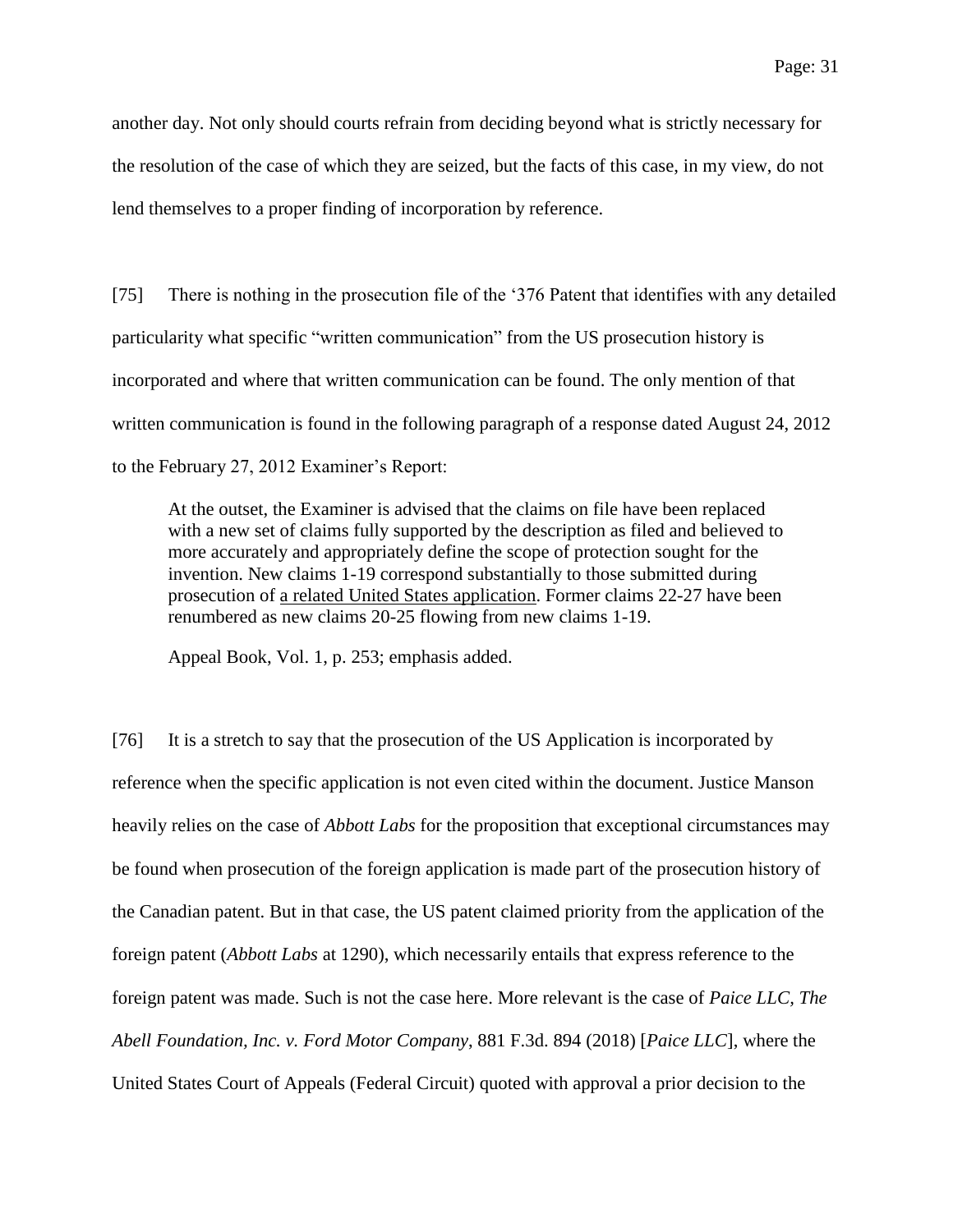another day. Not only should courts refrain from deciding beyond what is strictly necessary for the resolution of the case of which they are seized, but the facts of this case, in my view, do not lend themselves to a proper finding of incorporation by reference.

[75] There is nothing in the prosecution file of the '376 Patent that identifies with any detailed particularity what specific "written communication" from the US prosecution history is incorporated and where that written communication can be found. The only mention of that written communication is found in the following paragraph of a response dated August 24, 2012 to the February 27, 2012 Examiner's Report:

> At the outset, the Examiner is advised that the claims on file have been replaced with a new set of claims fully supported by the description as filed and believed to more accurately and appropriately define the scope of protection sought for the invention. New claims 1-19 correspond substantially to those submitted during prosecution of <u>a related United States application</u>. Former claims 22-27 have been renumbered as new claims 20-25 flowing from new claims 1-19.
>
> Appeal Book, Vol. 1, p. 253; emphasis added.

[76] It is a stretch to say that the prosecution of the US Application is incorporated by reference when the specific application is not even cited within the document. Justice Manson heavily relies on the case of *Abbott Labs* for the proposition that exceptional circumstances may be found when prosecution of the foreign application is made part of the prosecution history of the Canadian patent. But in that case, the US patent claimed priority from the application of the foreign patent (*Abbott Labs* at 1290), which necessarily entails that express reference to the foreign patent was made. Such is not the case here. More relevant is the case of *Paice LLC, The Abell Foundation, Inc. v. Ford Motor Company*, 881 F.3d. 894 (2018) [*Paice LLC*], where the United States Court of Appeals (Federal Circuit) quoted with approval a prior decision to the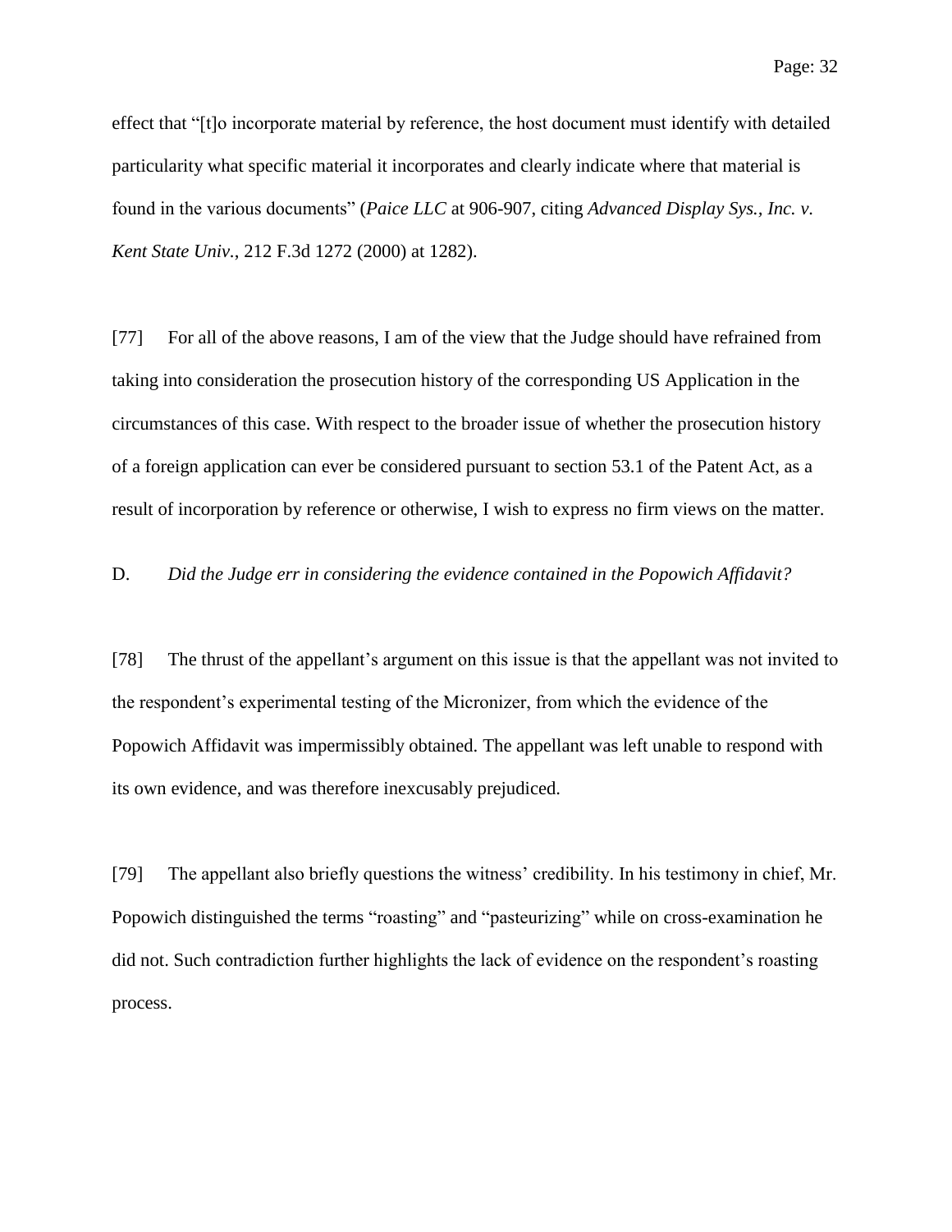effect that "[t]o incorporate material by reference, the host document must identify with detailed particularity what specific material it incorporates and clearly indicate where that material is found in the various documents" (*Paice LLC* at 906-907, citing *Advanced Display Sys., Inc. v. Kent State Univ.*, 212 F.3d 1272 (2000) at 1282).

[77] For all of the above reasons, I am of the view that the Judge should have refrained from taking into consideration the prosecution history of the corresponding US Application in the circumstances of this case. With respect to the broader issue of whether the prosecution history of a foreign application can ever be considered pursuant to section 53.1 of the Patent Act, as a result of incorporation by reference or otherwise, I wish to express no firm views on the matter.

D. *Did the Judge err in considering the evidence contained in the Popowich Affidavit?*

[78] The thrust of the appellant's argument on this issue is that the appellant was not invited to the respondent's experimental testing of the Micronizer, from which the evidence of the Popowich Affidavit was impermissibly obtained. The appellant was left unable to respond with its own evidence, and was therefore inexcusably prejudiced.

[79] The appellant also briefly questions the witness' credibility. In his testimony in chief, Mr. Popowich distinguished the terms "roasting" and "pasteurizing" while on cross-examination he did not. Such contradiction further highlights the lack of evidence on the respondent's roasting process.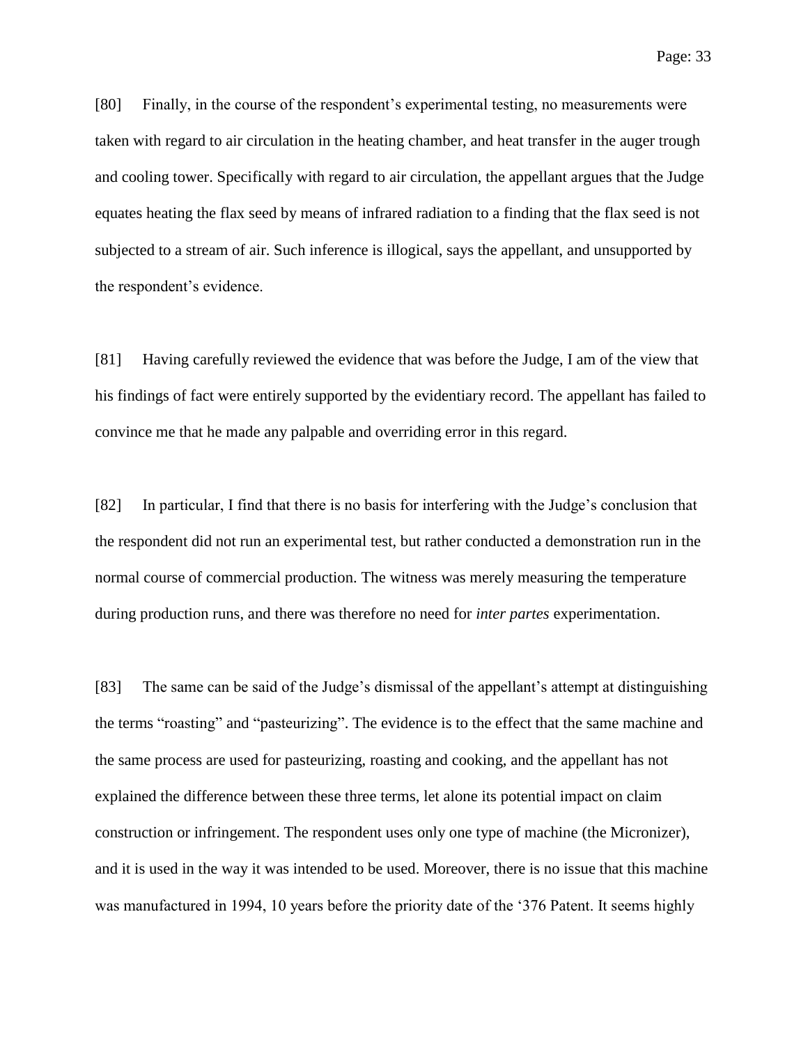[80] Finally, in the course of the respondent's experimental testing, no measurements were taken with regard to air circulation in the heating chamber, and heat transfer in the auger trough and cooling tower. Specifically with regard to air circulation, the appellant argues that the Judge equates heating the flax seed by means of infrared radiation to a finding that the flax seed is not subjected to a stream of air. Such inference is illogical, says the appellant, and unsupported by the respondent's evidence.

[81] Having carefully reviewed the evidence that was before the Judge, I am of the view that his findings of fact were entirely supported by the evidentiary record. The appellant has failed to convince me that he made any palpable and overriding error in this regard.

[82] In particular, I find that there is no basis for interfering with the Judge's conclusion that the respondent did not run an experimental test, but rather conducted a demonstration run in the normal course of commercial production. The witness was merely measuring the temperature during production runs, and there was therefore no need for *inter partes* experimentation.

[83] The same can be said of the Judge's dismissal of the appellant's attempt at distinguishing the terms "roasting" and "pasteurizing". The evidence is to the effect that the same machine and the same process are used for pasteurizing, roasting and cooking, and the appellant has not explained the difference between these three terms, let alone its potential impact on claim construction or infringement. The respondent uses only one type of machine (the Micronizer), and it is used in the way it was intended to be used. Moreover, there is no issue that this machine was manufactured in 1994, 10 years before the priority date of the '376 Patent. It seems highly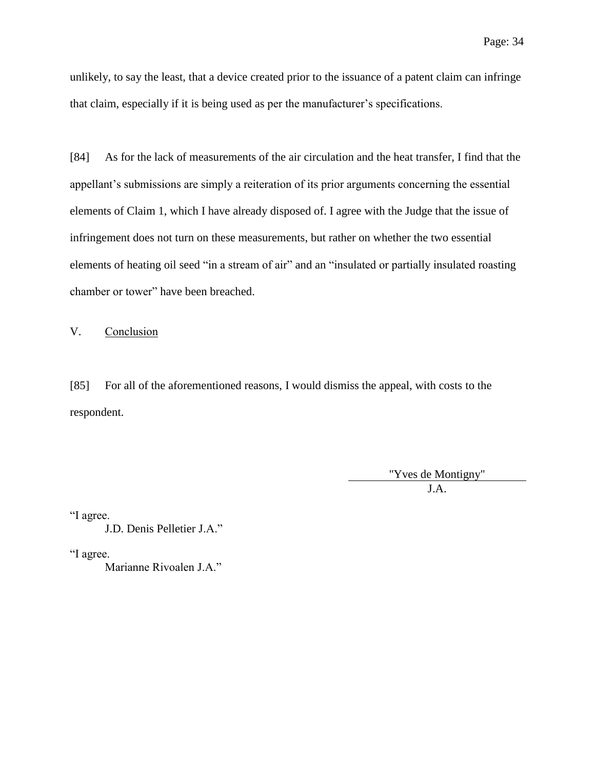unlikely, to say the least, that a device created prior to the issuance of a patent claim can infringe that claim, especially if it is being used as per the manufacturer's specifications.

[84] As for the lack of measurements of the air circulation and the heat transfer, I find that the appellant's submissions are simply a reiteration of its prior arguments concerning the essential elements of Claim 1, which I have already disposed of. I agree with the Judge that the issue of infringement does not turn on these measurements, but rather on whether the two essential elements of heating oil seed "in a stream of air" and an "insulated or partially insulated roasting chamber or tower" have been breached.

## V. Conclusion

[85] For all of the aforementioned reasons, I would dismiss the appeal, with costs to the respondent.

"Yves de Montigny"
J.A.

"I agree.
J.D. Denis Pelletier J.A."

"I agree.
Marianne Rivoalen J.A."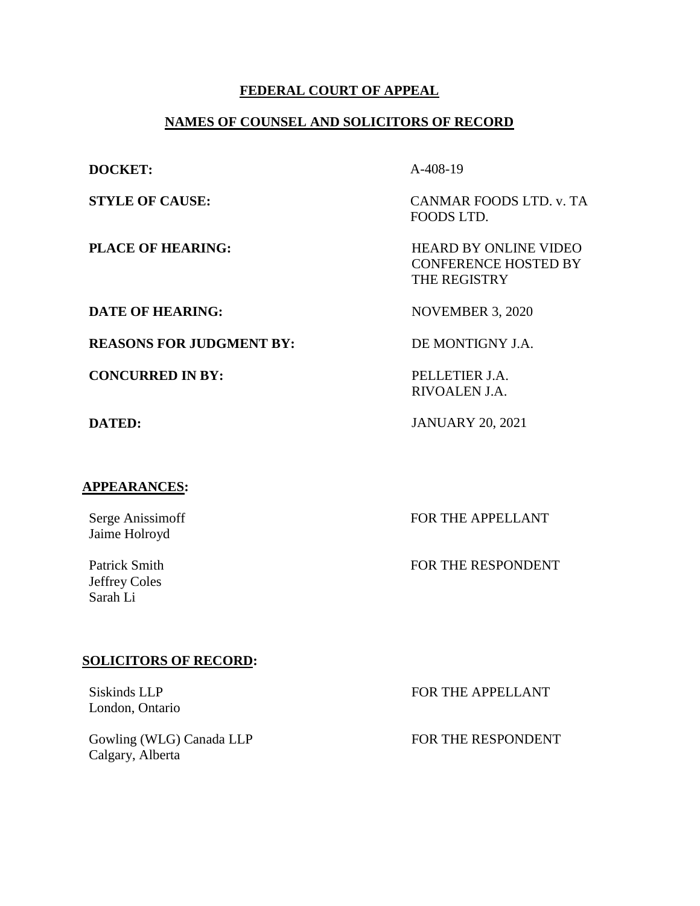**FEDERAL COURT OF APPEAL**

**NAMES OF COUNSEL AND SOLICITORS OF RECORD**

| | |
|---|---|
| **DOCKET:** | A-408-19 |
| **STYLE OF CAUSE:** | CANMAR FOODS LTD. v. TA FOODS LTD. |
| **PLACE OF HEARING:** | HEARD BY ONLINE VIDEO CONFERENCE HOSTED BY THE REGISTRY |
| **DATE OF HEARING:** | NOVEMBER 3, 2020 |
| **REASONS FOR JUDGMENT BY:** | DE MONTIGNY J.A. |
| **CONCURRED IN BY:** | PELLETIER J.A.<br>RIVOALEN J.A. |
| **DATED:** | JANUARY 20, 2021 |

**APPEARANCES:**

| | |
|---|---|
| Serge Anissimoff<br>Jaime Holroyd | FOR THE APPELLANT |
| Patrick Smith<br>Jeffrey Coles<br>Sarah Li | FOR THE RESPONDENT |

**SOLICITORS OF RECORD:**

| | |
|---|---|
| Siskinds LLP<br>London, Ontario | FOR THE APPELLANT |
| Gowling (WLG) Canada LLP<br>Calgary, Alberta | FOR THE RESPONDENT |